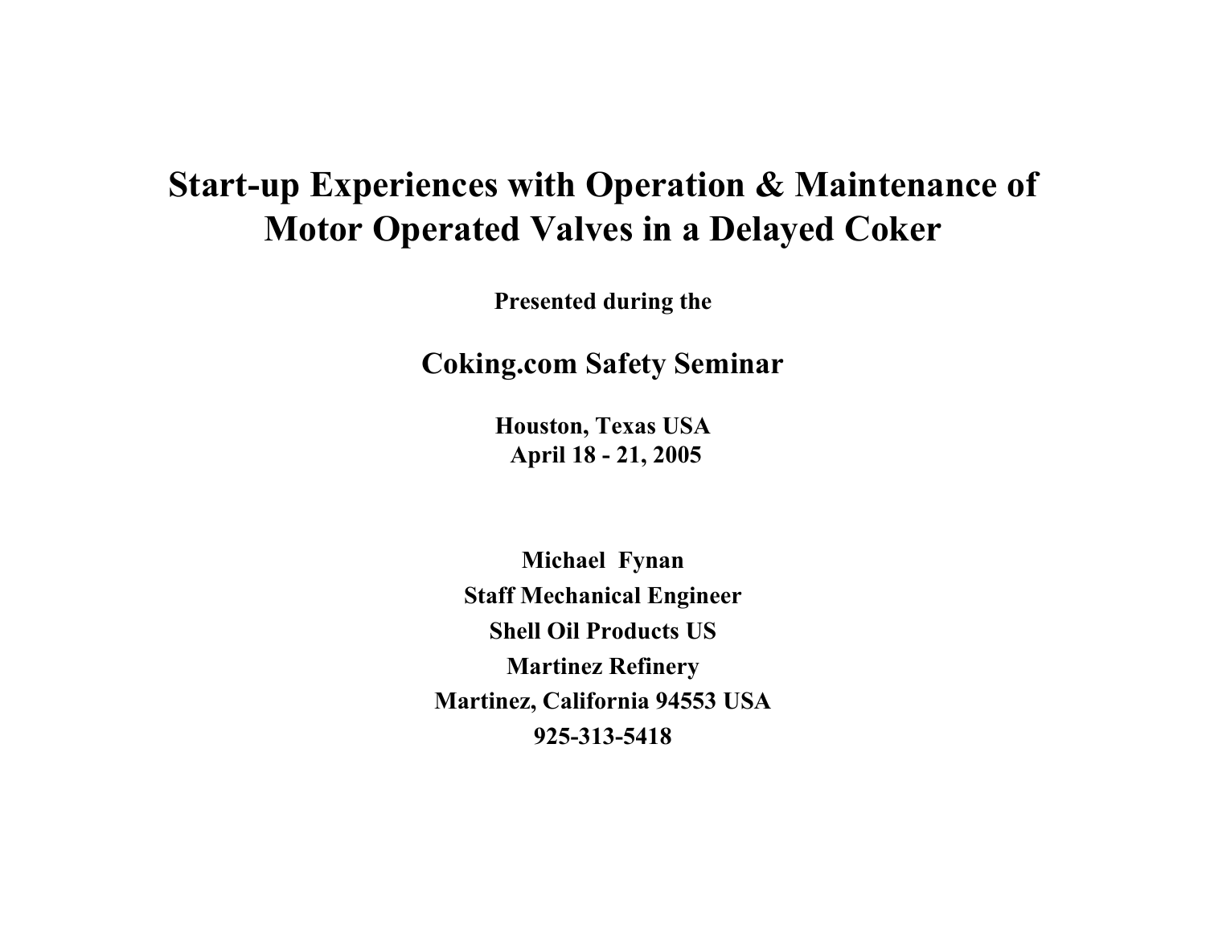# Start-up Experiences with Operation & Maintenance of Motor Operated Valves in a Delayed Coker

**Presented during the**

## Coking.com Safety Seminar

**Houston, Texas USA**
**April 18 - 21, 2005**

**Michael Fynan**

**Staff Mechanical Engineer**

**Shell Oil Products US**

**Martinez Refinery**

**Martinez, California 94553 USA**

**925-313-5418**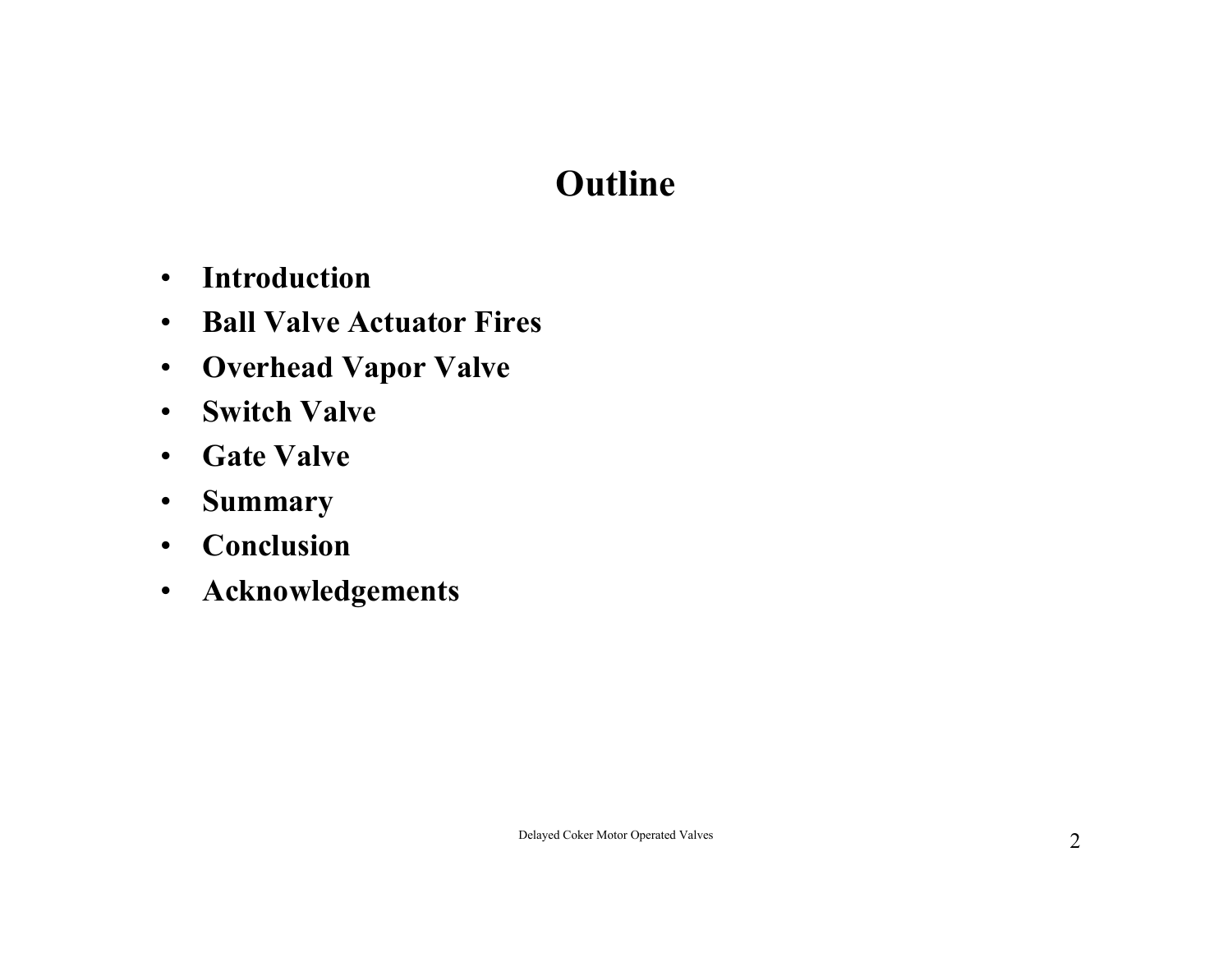# Outline

- **Introduction**
- **Ball Valve Actuator Fires**
- **Overhead Vapor Valve**
- **Switch Valve**
- **Gate Valve**
- **Summary**
- **Conclusion**
- **Acknowledgements**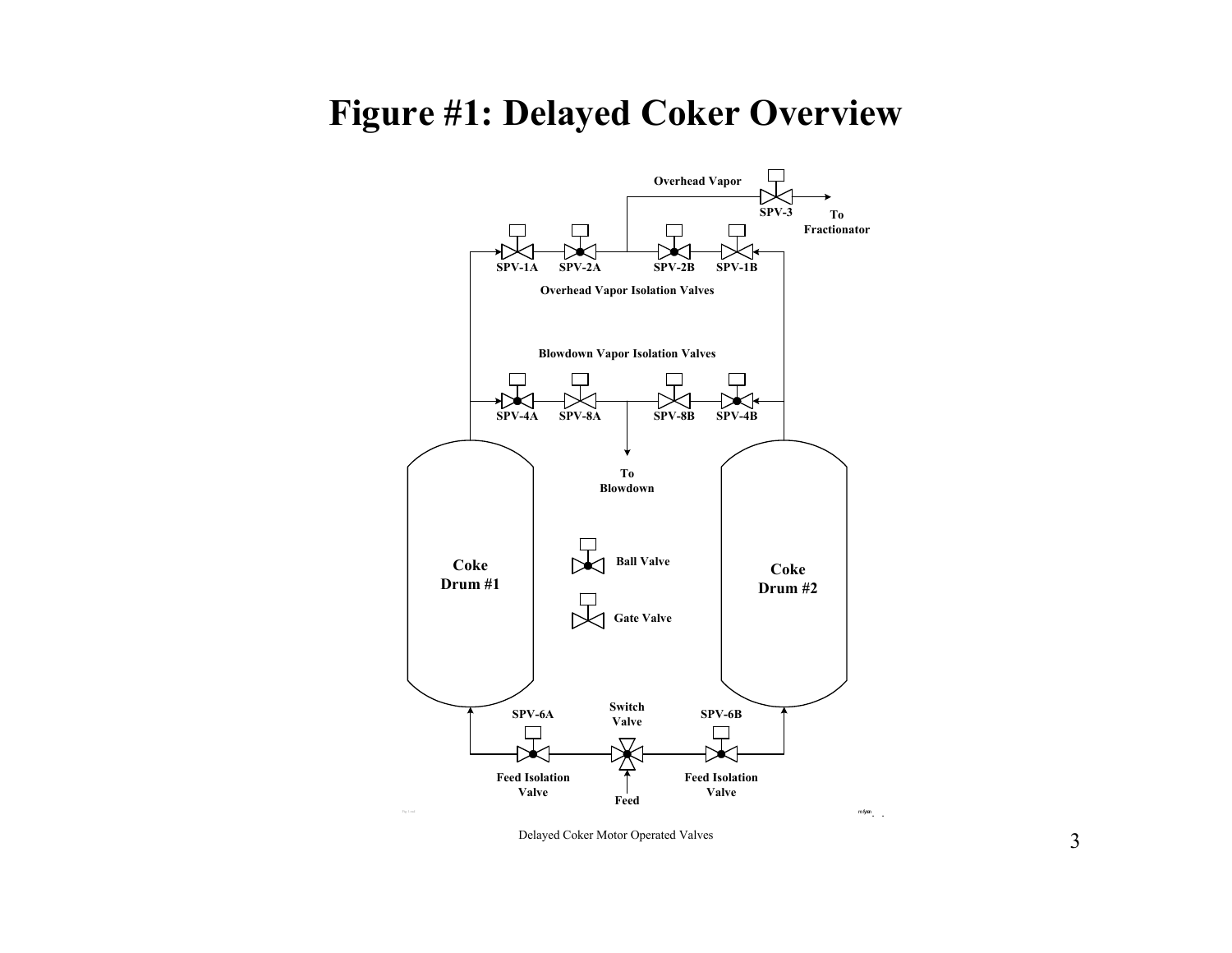# Figure #1: Delayed Coker Overview

Overhead Vapor

SPV-3

To Fractionator

SPV-1A SPV-2A SPV-2B SPV-1B

Overhead Vapor Isolation Valves

Blowdown Vapor Isolation Valves

SPV-4A SPV-8A SPV-8B SPV-4B

To Blowdown

Coke Drum #1

Ball Valve

Gate Valve

Coke Drum #2

SPV-6A

Switch Valve

SPV-6B

Feed Isolation Valve

Feed

Feed Isolation Valve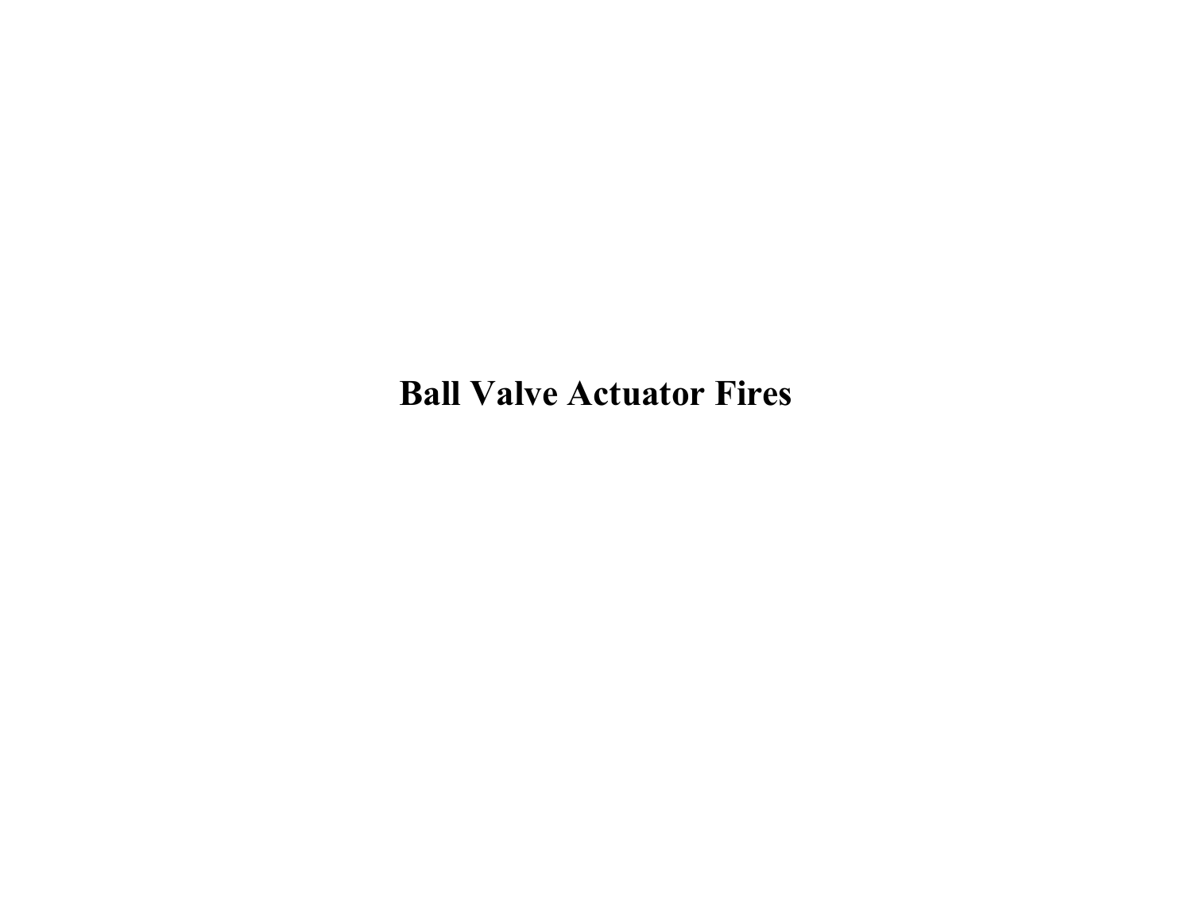# Ball Valve Actuator Fires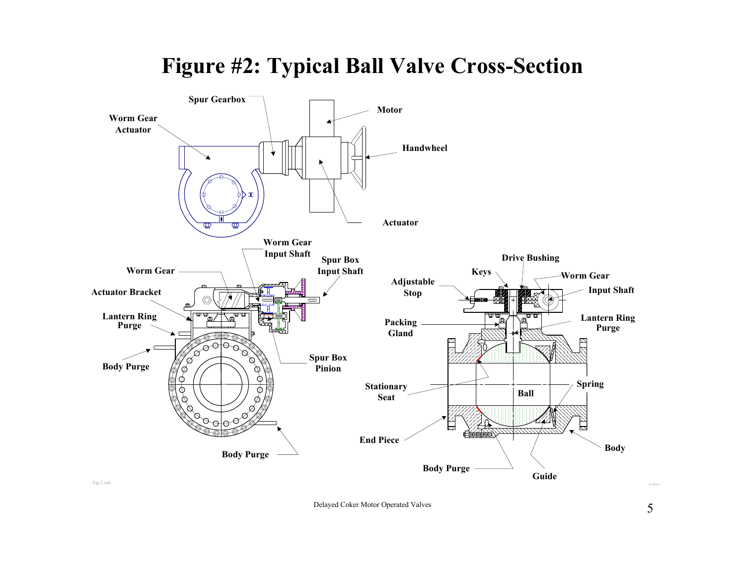# Figure #2: Typical Ball Valve Cross-Section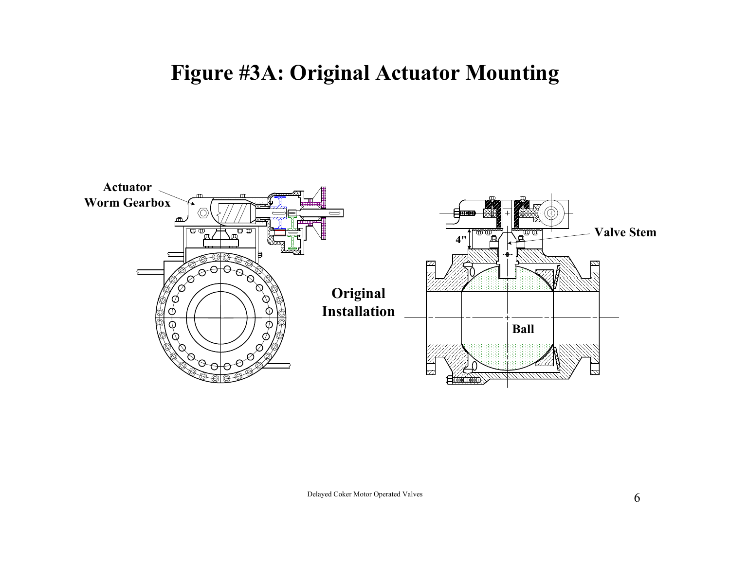# Figure #3A: Original Actuator Mounting

Actuator Worm Gearbox

Original Installation

4"

Valve Stem

Ball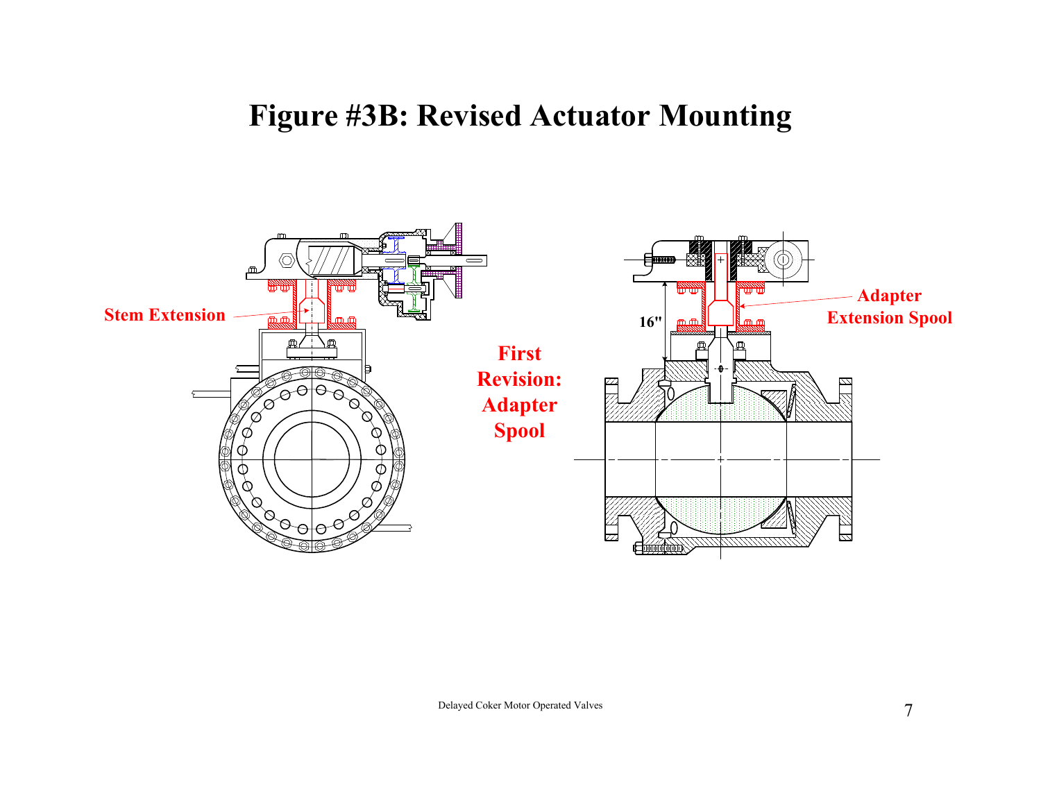# Figure #3B: Revised Actuator Mounting

Stem Extension

First Revision: Adapter Spool

16"

Adapter Extension Spool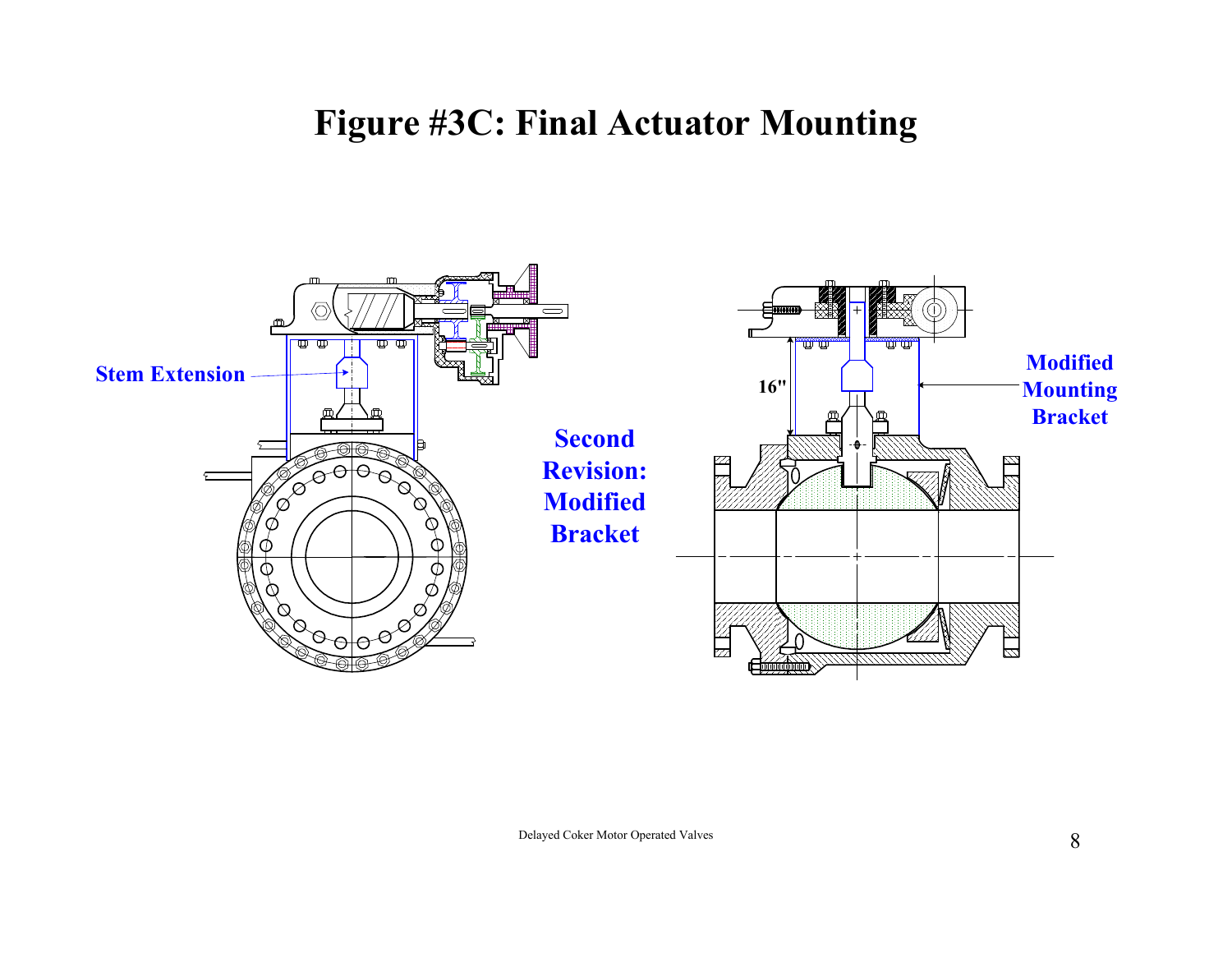# Figure #3C: Final Actuator Mounting

Stem Extension

16"

**Second Revision: Modified Bracket**

Modified Mounting Bracket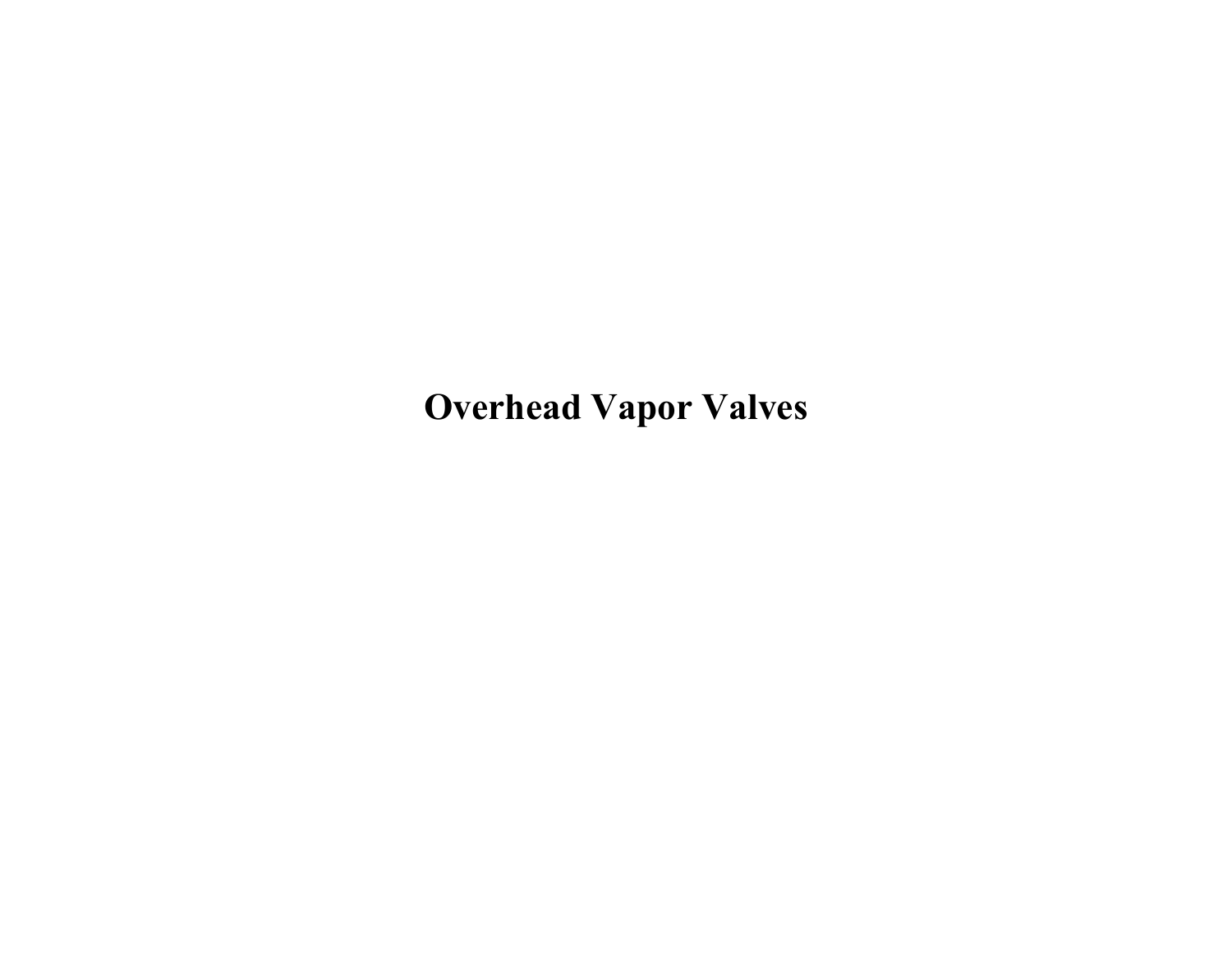# Overhead Vapor Valves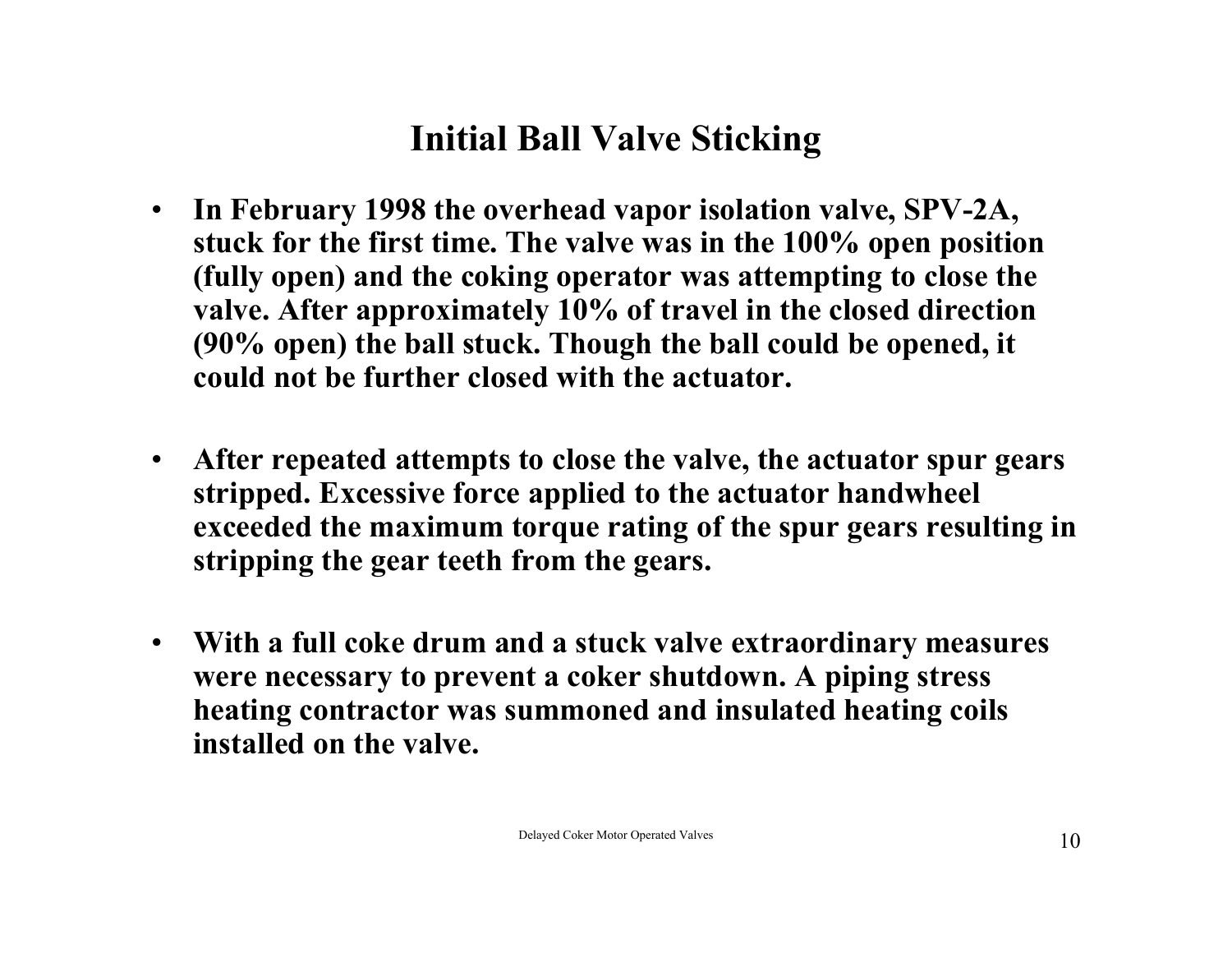# Initial Ball Valve Sticking

- **In February 1998 the overhead vapor isolation valve, SPV-2A, stuck for the first time. The valve was in the 100% open position (fully open) and the coking operator was attempting to close the valve. After approximately 10% of travel in the closed direction (90% open) the ball stuck. Though the ball could be opened, it could not be further closed with the actuator.**

- **After repeated attempts to close the valve, the actuator spur gears stripped. Excessive force applied to the actuator handwheel exceeded the maximum torque rating of the spur gears resulting in stripping the gear teeth from the gears.**

- **With a full coke drum and a stuck valve extraordinary measures were necessary to prevent a coker shutdown. A piping stress heating contractor was summoned and insulated heating coils installed on the valve.**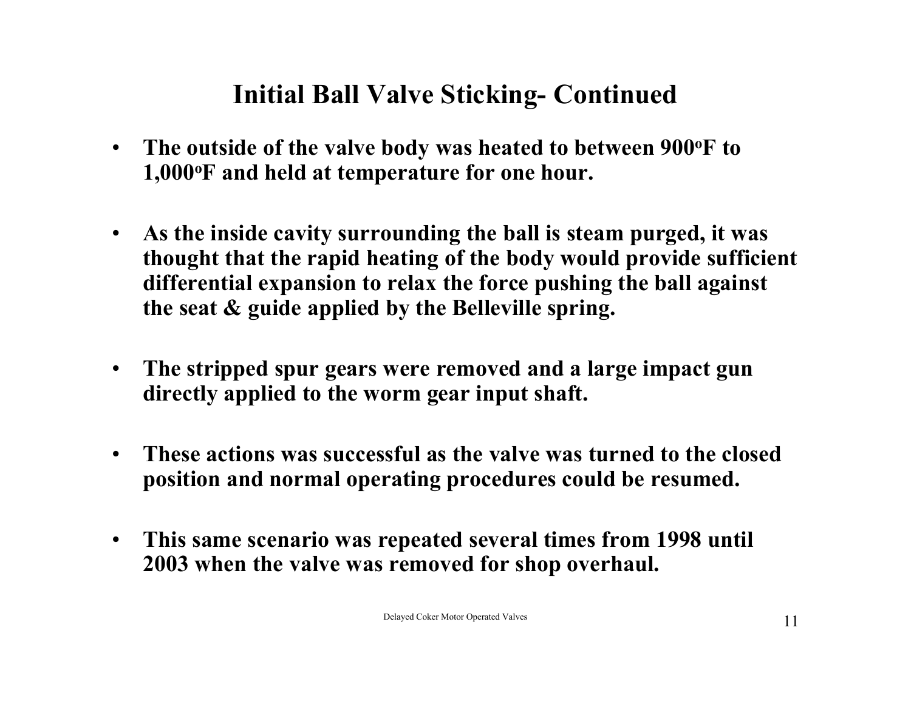# Initial Ball Valve Sticking- Continued

- **The outside of the valve body was heated to between 900°F to 1,000°F and held at temperature for one hour.**

- **As the inside cavity surrounding the ball is steam purged, it was thought that the rapid heating of the body would provide sufficient differential expansion to relax the force pushing the ball against the seat & guide applied by the Belleville spring.**

- **The stripped spur gears were removed and a large impact gun directly applied to the worm gear input shaft.**

- **These actions was successful as the valve was turned to the closed position and normal operating procedures could be resumed.**

- **This same scenario was repeated several times from 1998 until 2003 when the valve was removed for shop overhaul.**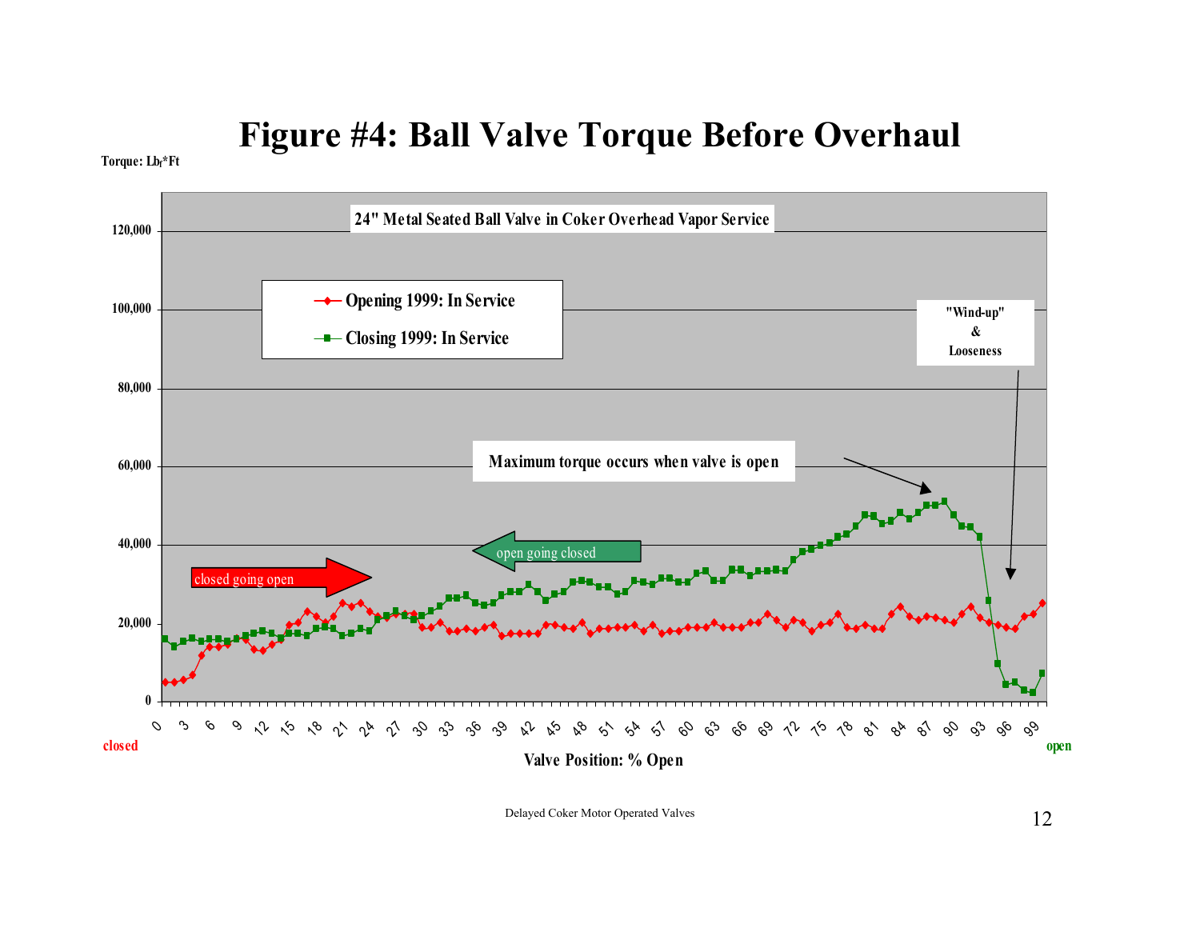# Figure #4: Ball Valve Torque Before Overhaul

Torque: $Lb_f$*Ft

24" Metal Seated Ball Valve in Coker Overhead Vapor Service

- Opening 1999: In Service
- Closing 1999: In Service

"Wind-up" & Looseness

Maximum torque occurs when valve is open

open going closed

closed going open

closed — Valve Position: % Open — open

Delayed Coker Motor Operated Valves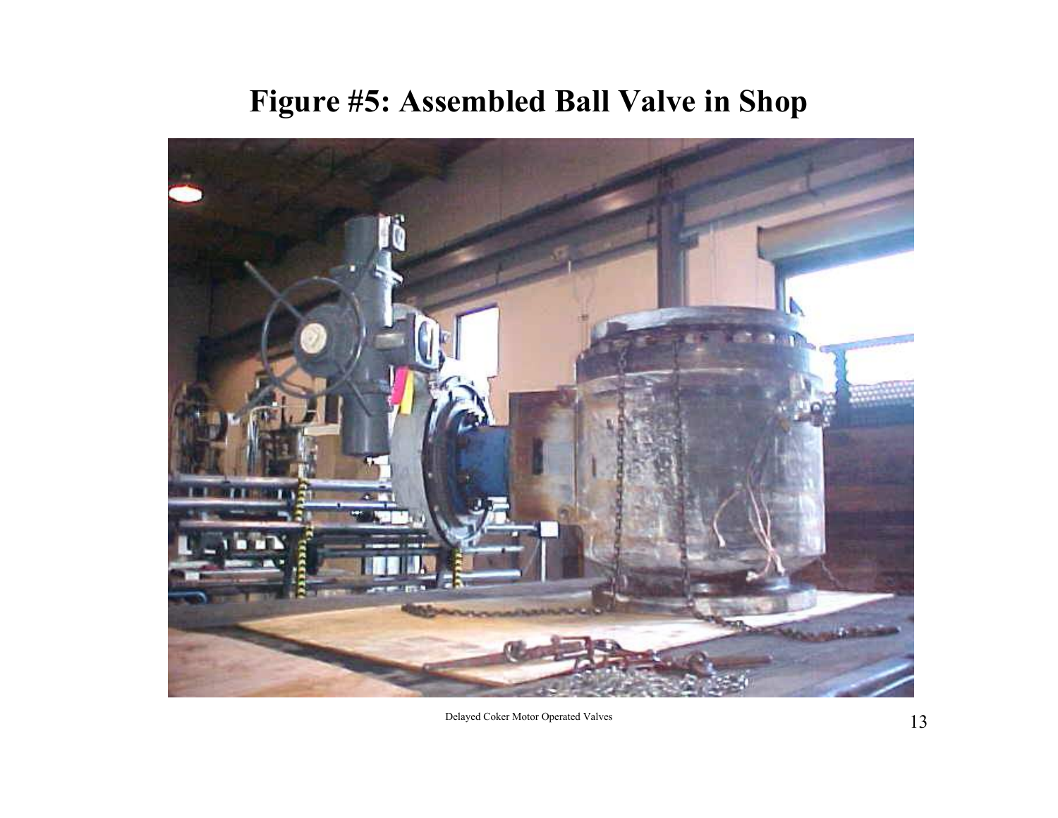# Figure #5: Assembled Ball Valve in Shop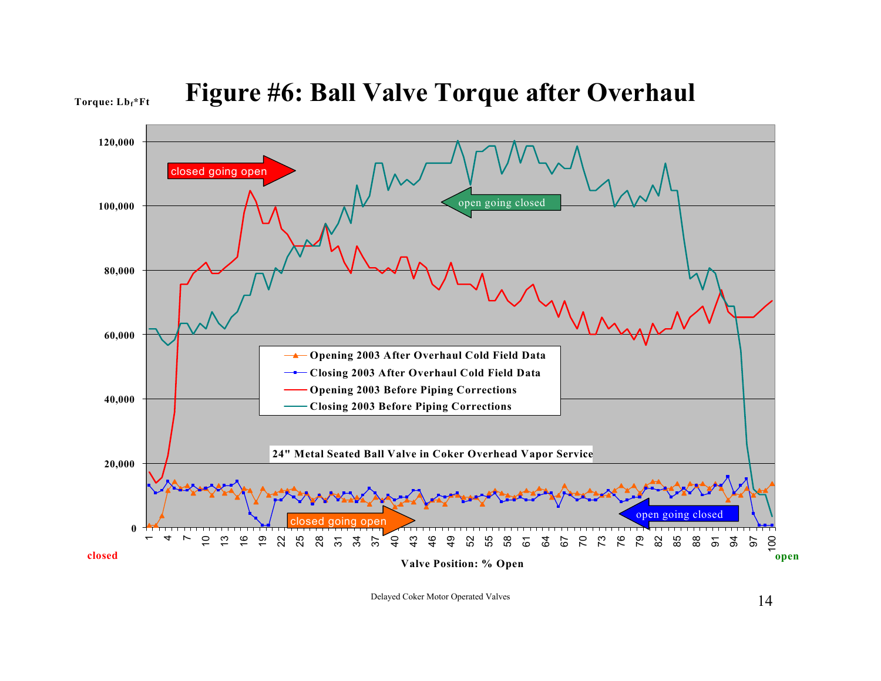# Figure #6: Ball Valve Torque after Overhaul

Torque: $Lb_f$*Ft

- Opening 2003 After Overhaul Cold Field Data
- Closing 2003 After Overhaul Cold Field Data
- Opening 2003 Before Piping Corrections
- Closing 2003 Before Piping Corrections

24" Metal Seated Ball Valve in Coker Overhead Vapor Service

closed going open

open going closed

closed going open

open going closed

closed

open

Valve Position: % Open

Delayed Coker Motor Operated Valves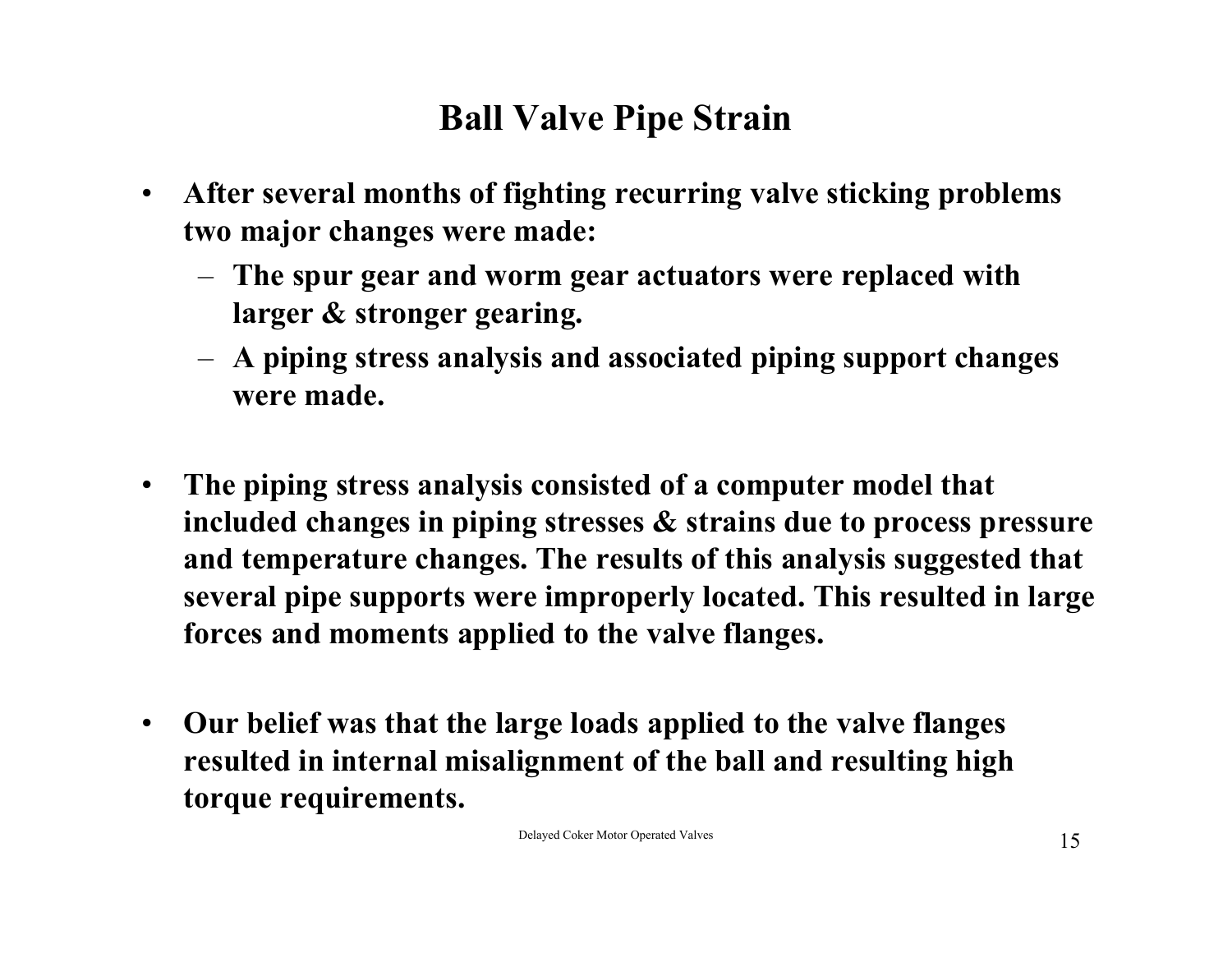# Ball Valve Pipe Strain

- **After several months of fighting recurring valve sticking problems two major changes were made:**
  - **The spur gear and worm gear actuators were replaced with larger & stronger gearing.**
  - **A piping stress analysis and associated piping support changes were made.**

- **The piping stress analysis consisted of a computer model that included changes in piping stresses & strains due to process pressure and temperature changes. The results of this analysis suggested that several pipe supports were improperly located. This resulted in large forces and moments applied to the valve flanges.**

- **Our belief was that the large loads applied to the valve flanges resulted in internal misalignment of the ball and resulting high torque requirements.**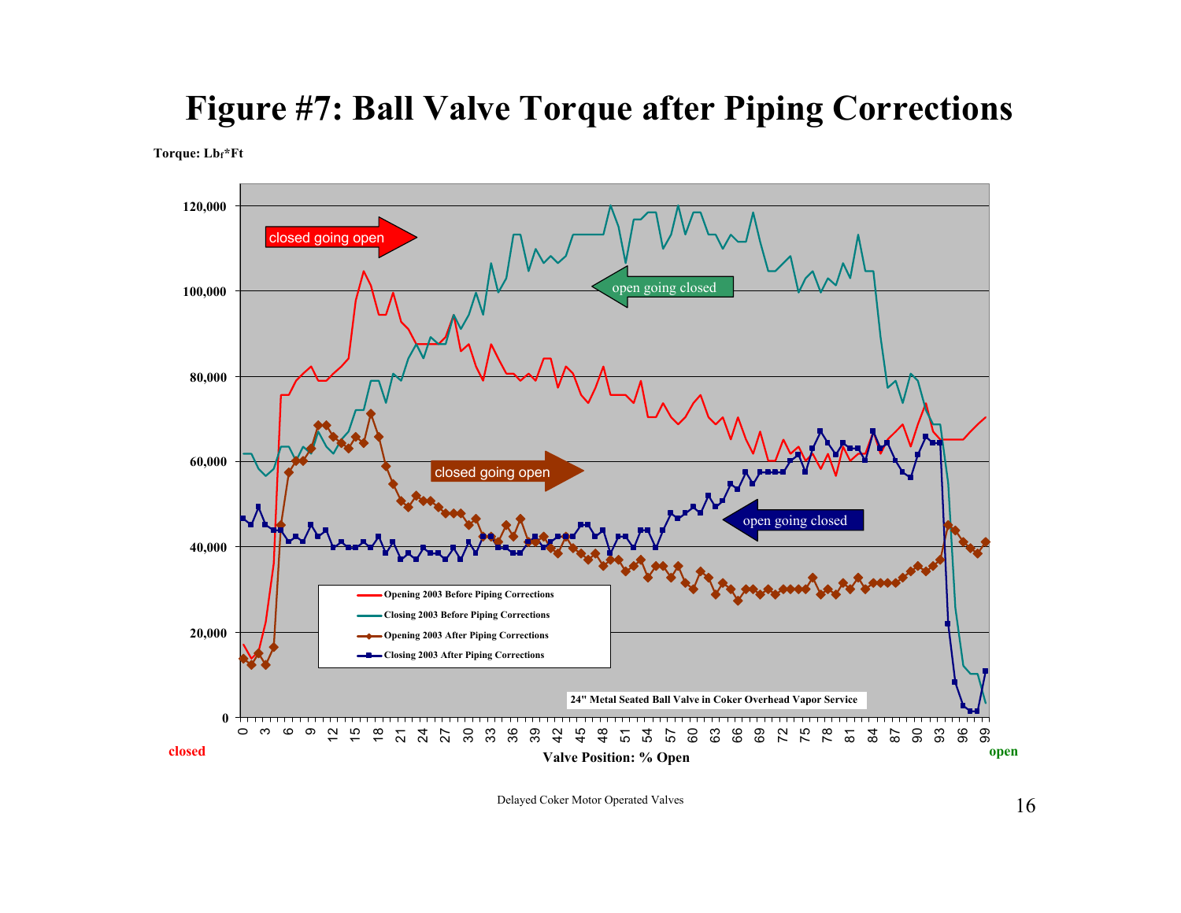# Figure #7: Ball Valve Torque after Piping Corrections

Torque: $Lb_f$*Ft

120,000

100,000

80,000

60,000

40,000

20,000

0

closed going open

open going closed

closed going open

open going closed

- Opening 2003 Before Piping Corrections
- Closing 2003 Before Piping Corrections
- Opening 2003 After Piping Corrections
- Closing 2003 After Piping Corrections

24" Metal Seated Ball Valve in Coker Overhead Vapor Service

0 3 6 9 12 15 18 21 24 27 30 33 36 39 42 45 48 51 54 57 60 63 66 69 72 75 78 81 84 87 90 93 96 99

closed — Valve Position: % Open — open

Delayed Coker Motor Operated Valves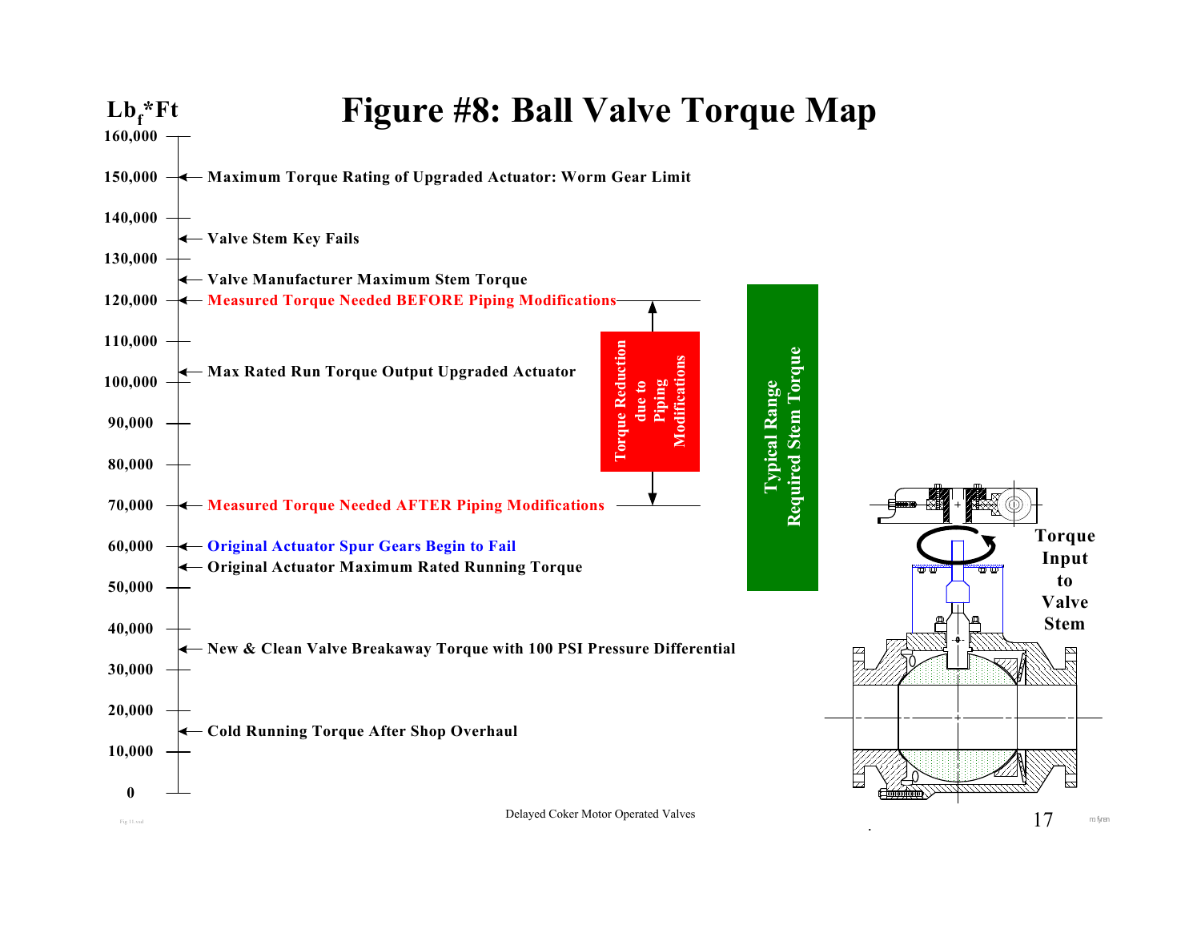# Figure #8: Ball Valve Torque Map

$Lb_f$*Ft

| Torque ($Lb_f$*Ft) | Level |
|---|---|
| 150,000 | Maximum Torque Rating of Upgraded Actuator: Worm Gear Limit |
| ~135,000 | Valve Stem Key Fails |
| ~125,000 | Valve Manufacturer Maximum Stem Torque |
| 120,000 | Measured Torque Needed BEFORE Piping Modifications |
| ~102,500 | Max Rated Run Torque Output Upgraded Actuator |
| 70,000 | Measured Torque Needed AFTER Piping Modifications |
| 60,000 | Original Actuator Spur Gears Begin to Fail |
| ~55,000 | Original Actuator Maximum Rated Running Torque |
| ~35,000 | New & Clean Valve Breakaway Torque with 100 PSI Pressure Differential |
| ~15,000 | Cold Running Torque After Shop Overhaul |

Torque Reduction due to Piping Modifications (120,000 to 70,000)

Typical Range Required Stem Torque (~55,000 to ~125,000)

Torque Input to Valve Stem

Delayed Coker Motor Operated Valves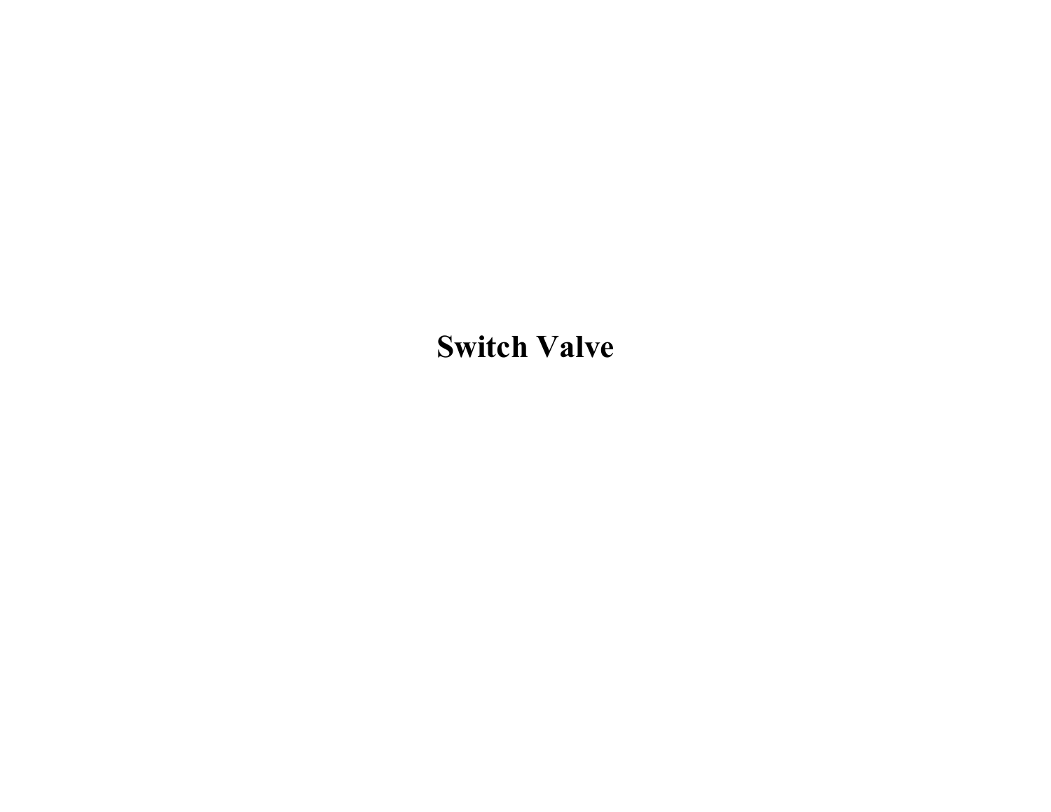# Switch Valve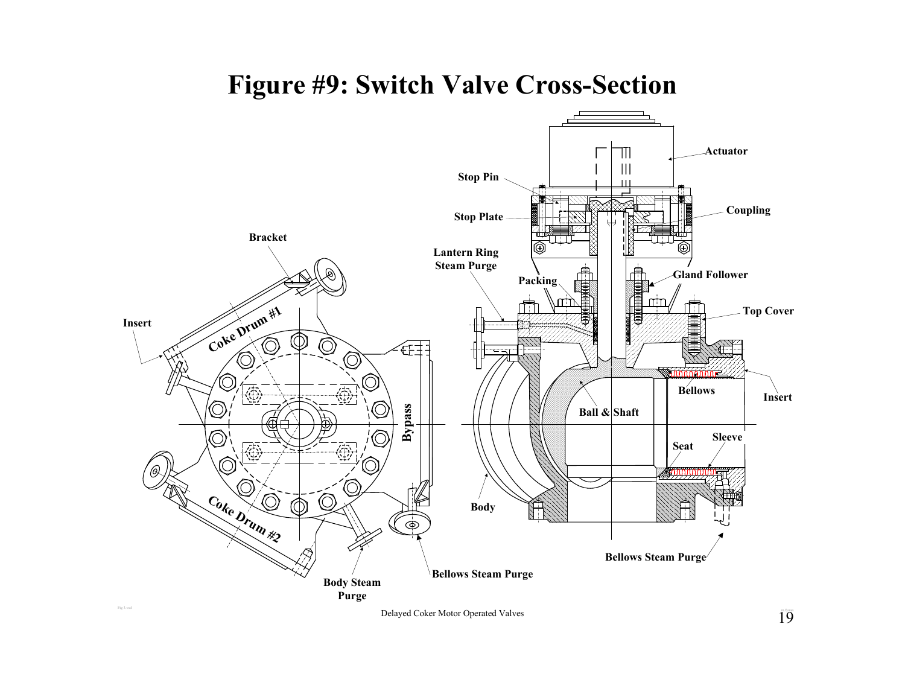# Figure #9: Switch Valve Cross-Section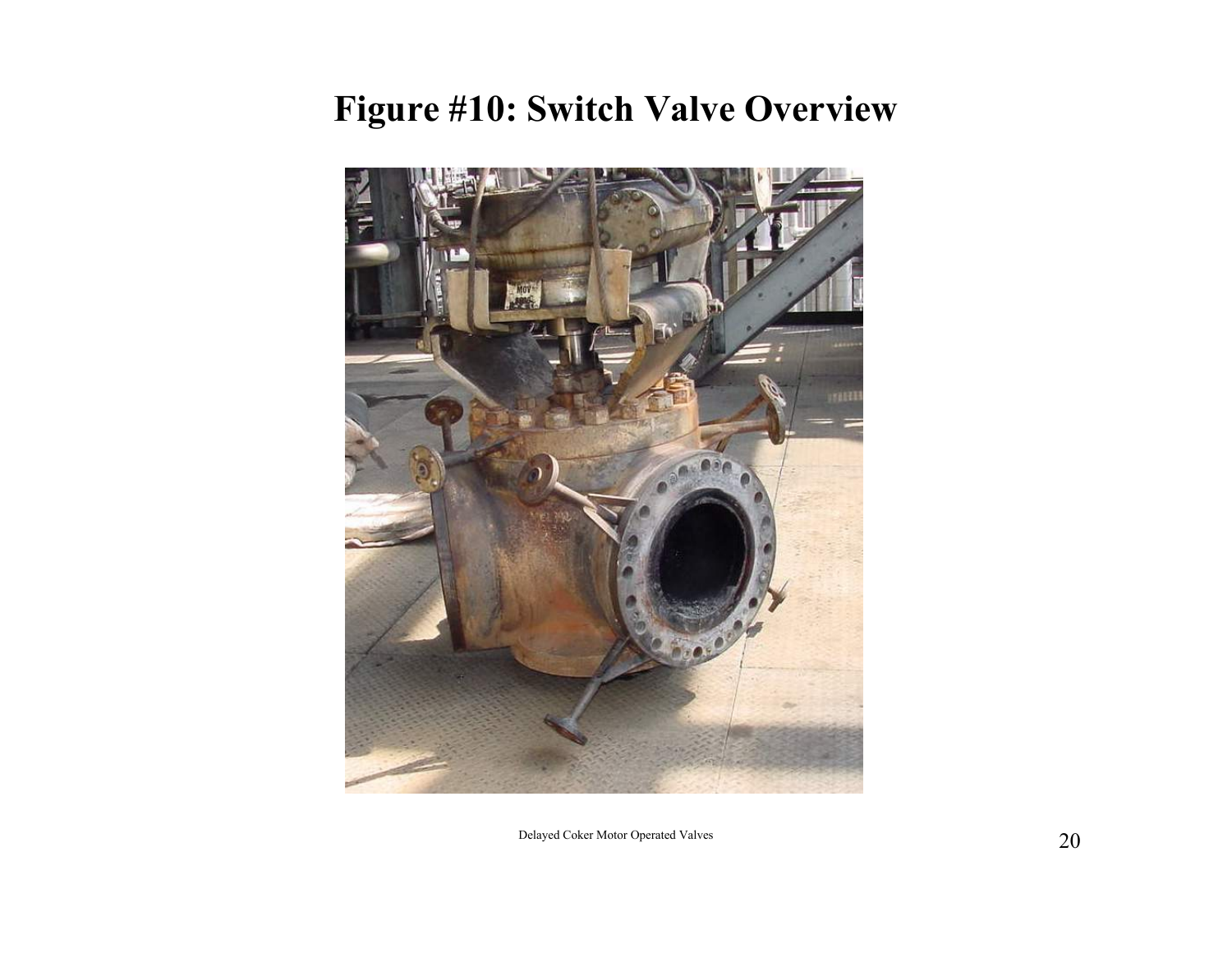# Figure #10: Switch Valve Overview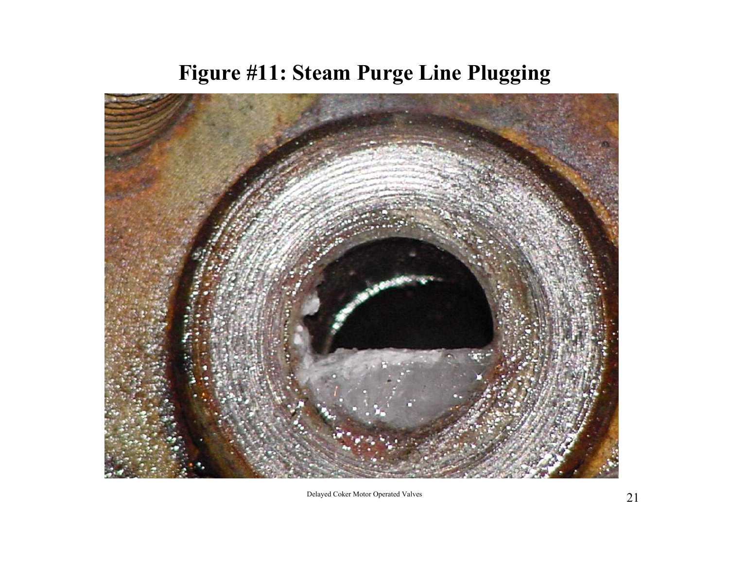# Figure #11: Steam Purge Line Plugging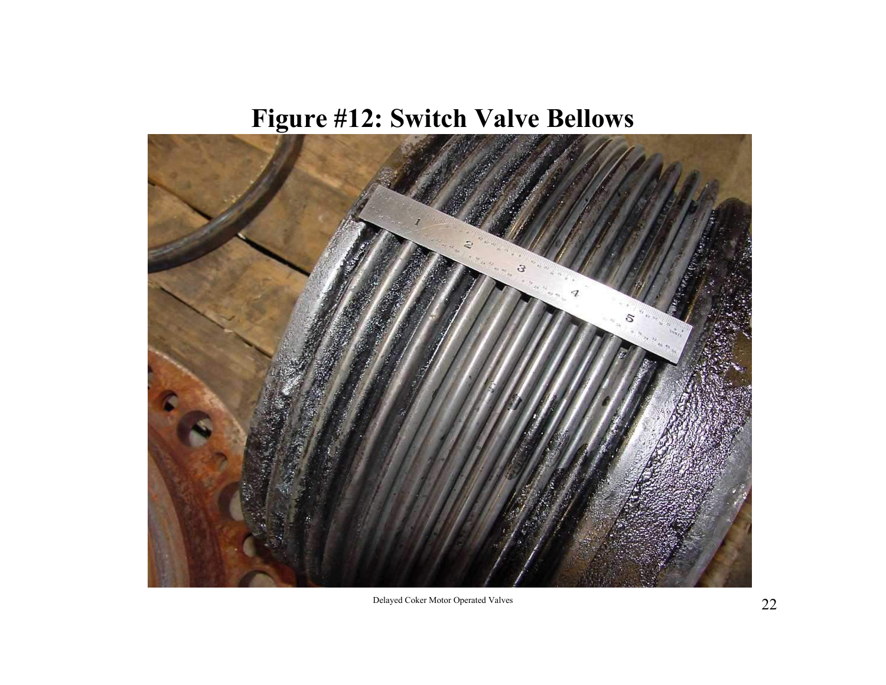# Figure #12: Switch Valve Bellows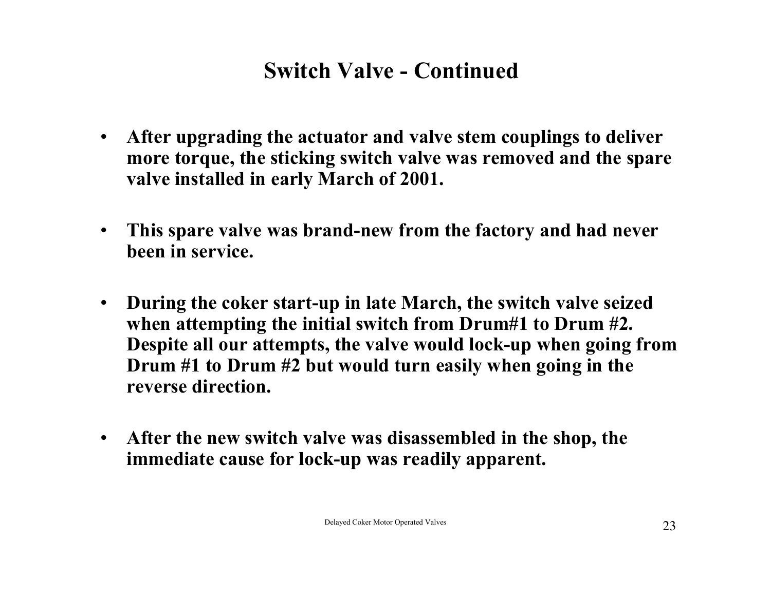# Switch Valve - Continued

- **After upgrading the actuator and valve stem couplings to deliver more torque, the sticking switch valve was removed and the spare valve installed in early March of 2001.**

- **This spare valve was brand-new from the factory and had never been in service.**

- **During the coker start-up in late March, the switch valve seized when attempting the initial switch from Drum#1 to Drum #2. Despite all our attempts, the valve would lock-up when going from Drum #1 to Drum #2 but would turn easily when going in the reverse direction.**

- **After the new switch valve was disassembled in the shop, the immediate cause for lock-up was readily apparent.**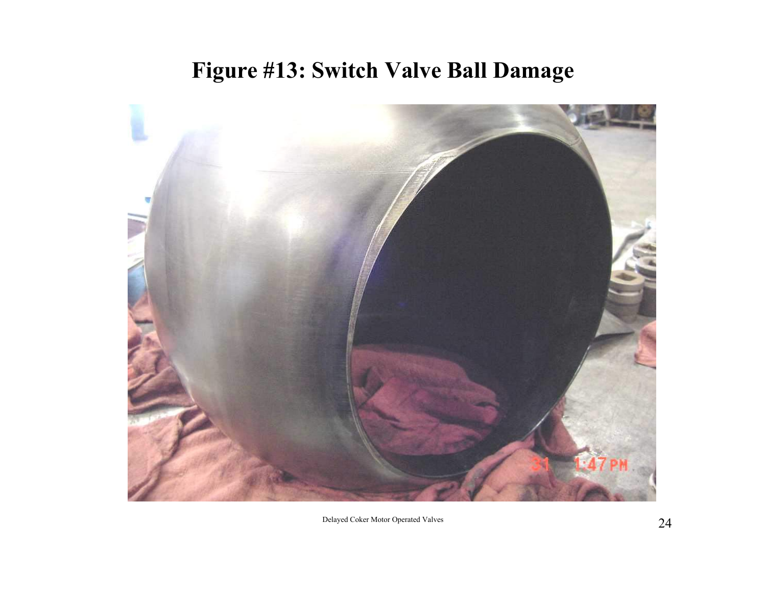# Figure #13: Switch Valve Ball Damage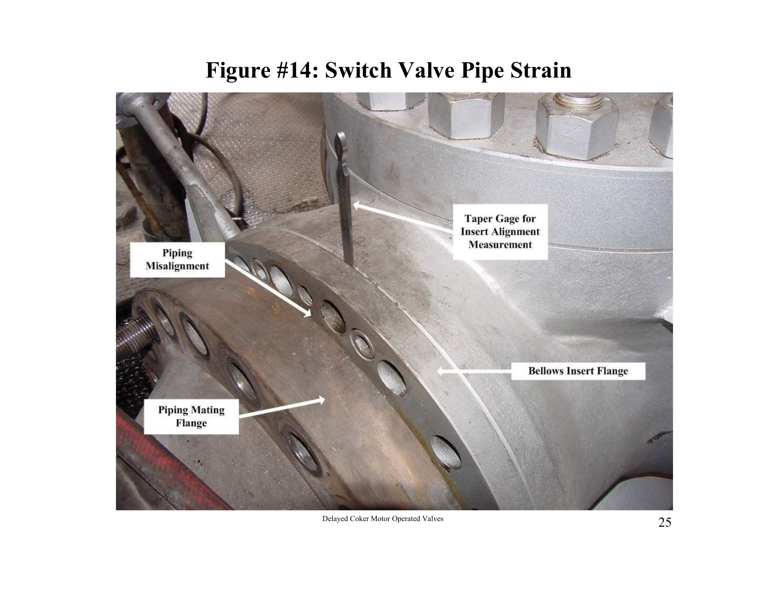# Figure #14: Switch Valve Pipe Strain

Taper Gage for Insert Alignment Measurement

Piping Misalignment

Bellows Insert Flange

Piping Mating Flange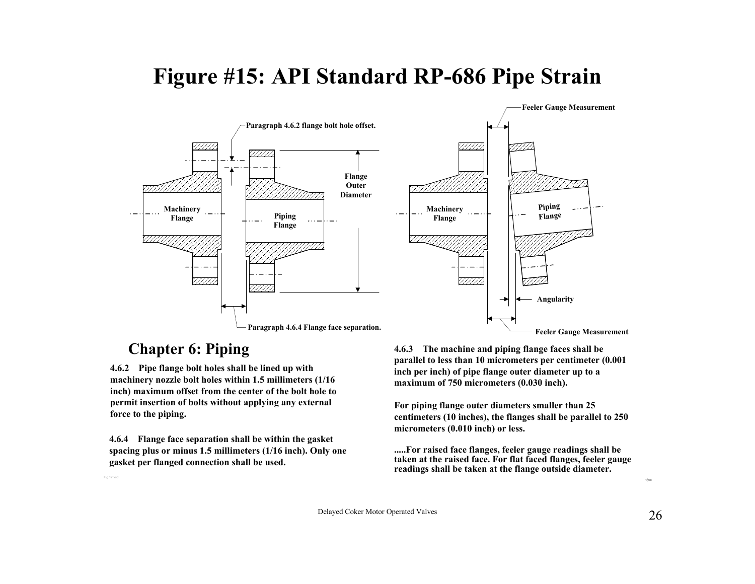# Figure #15: API Standard RP-686 Pipe Strain

Paragraph 4.6.2 flange bolt hole offset.

Machinery Flange

Piping Flange

Flange Outer Diameter

Paragraph 4.6.4 Flange face separation.

Feeler Gauge Measurement

Machinery Flange

Piping Flange

Angularity

Feeler Gauge Measurement

## Chapter 6: Piping

**4.6.2 Pipe flange bolt holes shall be lined up with machinery nozzle bolt holes within 1.5 millimeters (1/16 inch) maximum offset from the center of the bolt hole to permit insertion of bolts without applying any external force to the piping.**

**4.6.4 Flange face separation shall be within the gasket spacing plus or minus 1.5 millimeters (1/16 inch). Only one gasket per flanged connection shall be used.**

**4.6.3 The machine and piping flange faces shall be parallel to less than 10 micrometers per centimeter (0.001 inch per inch) of pipe flange outer diameter up to a maximum of 750 micrometers (0.030 inch).**

**For piping flange outer diameters smaller than 25 centimeters (10 inches), the flanges shall be parallel to 250 micrometers (0.010 inch) or less.**

**.....For raised face flanges, feeler gauge readings shall be taken at the raised face. For flat faced flanges, feeler gauge readings shall be taken at the flange outside diameter.**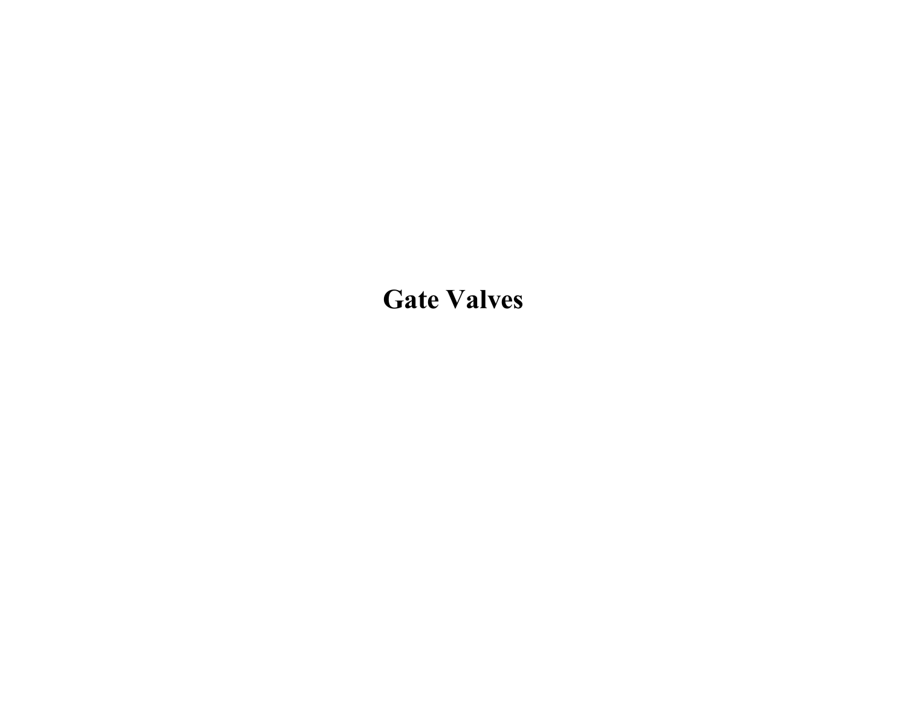# Gate Valves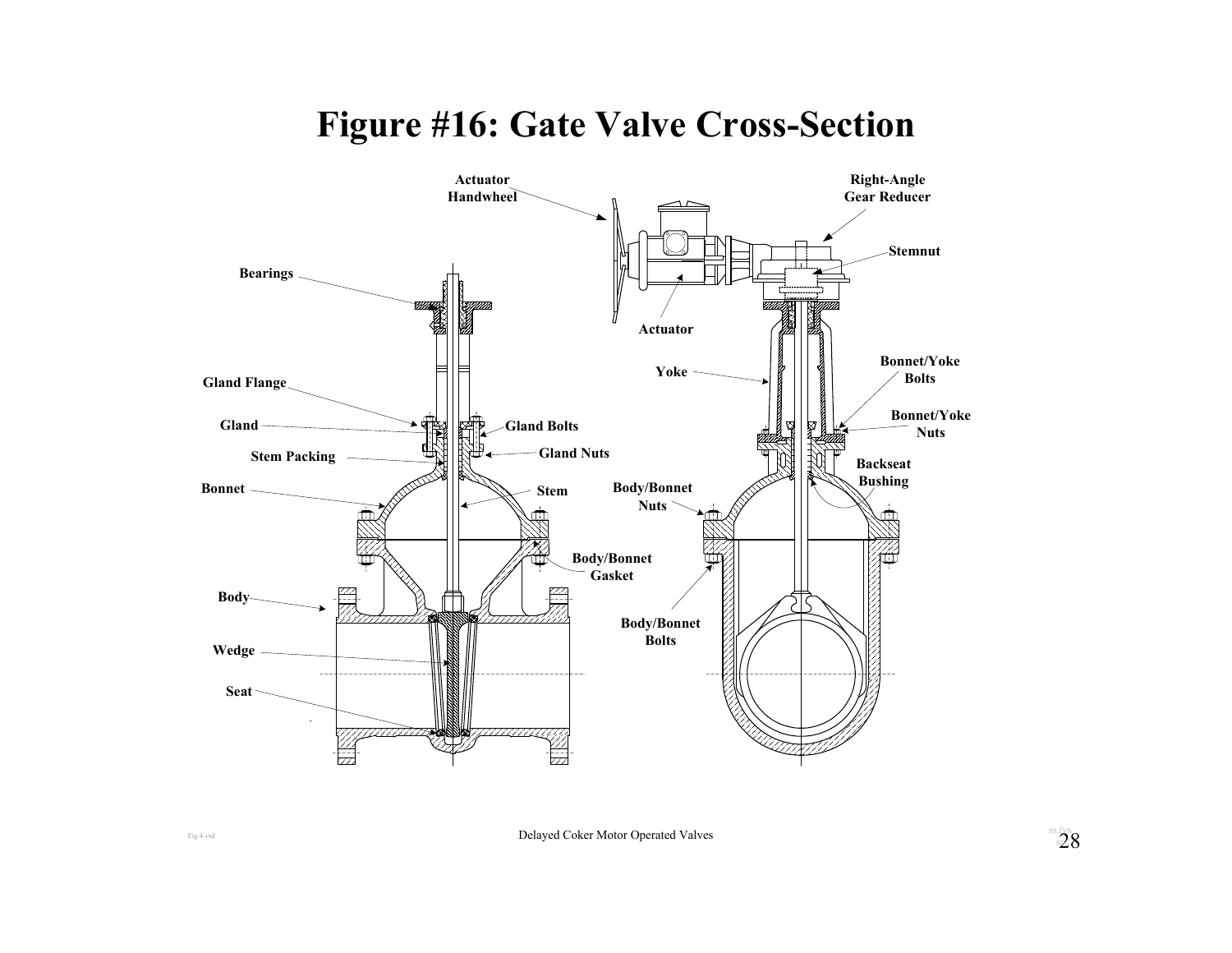# Figure #16: Gate Valve Cross-Section

Actuator Handwheel

Right-Angle Gear Reducer

Stemnut

Bearings

Actuator

Yoke

Bonnet/Yoke Bolts

Gland Flange

Bonnet/Yoke Nuts

Gland

Gland Bolts

Stem Packing

Gland Nuts

Backseat Bushing

Bonnet

Stem

Body/Bonnet Nuts

Body/Bonnet Gasket

Body

Body/Bonnet Bolts

Wedge

Seat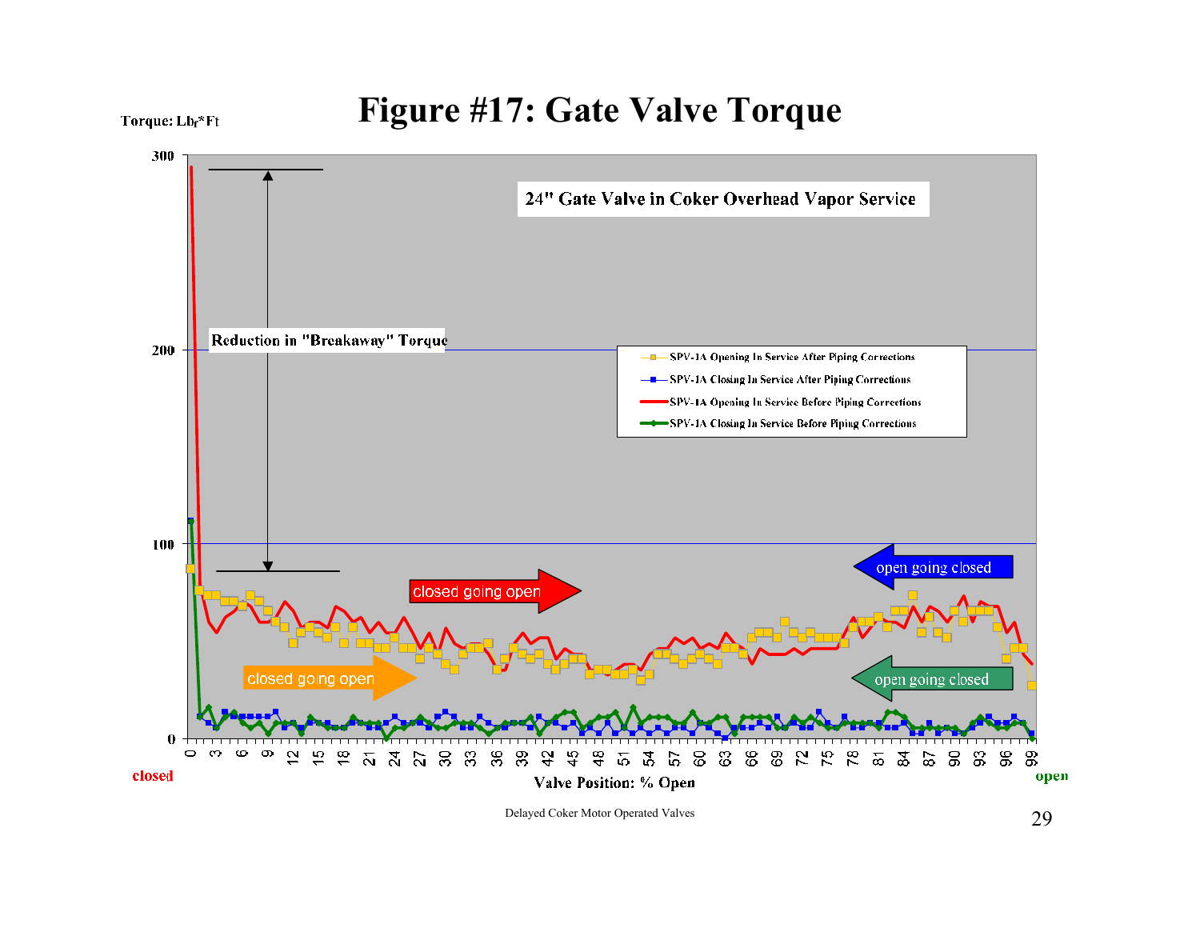# Figure #17: Gate Valve Torque

Torque: $Lb_f$*Ft

24" Gate Valve in Coker Overhead Vapor Service

Reduction in "Breakaway" Torque

- SPV-1A Opening In Service After Piping Corrections
- SPV-1A Closing In Service After Piping Corrections
- SPV-1A Opening In Service Before Piping Corrections
- SPV-1A Closing In Service Before Piping Corrections

closed going open

closed going open

open going closed

open going closed

closed

Valve Position: % Open

open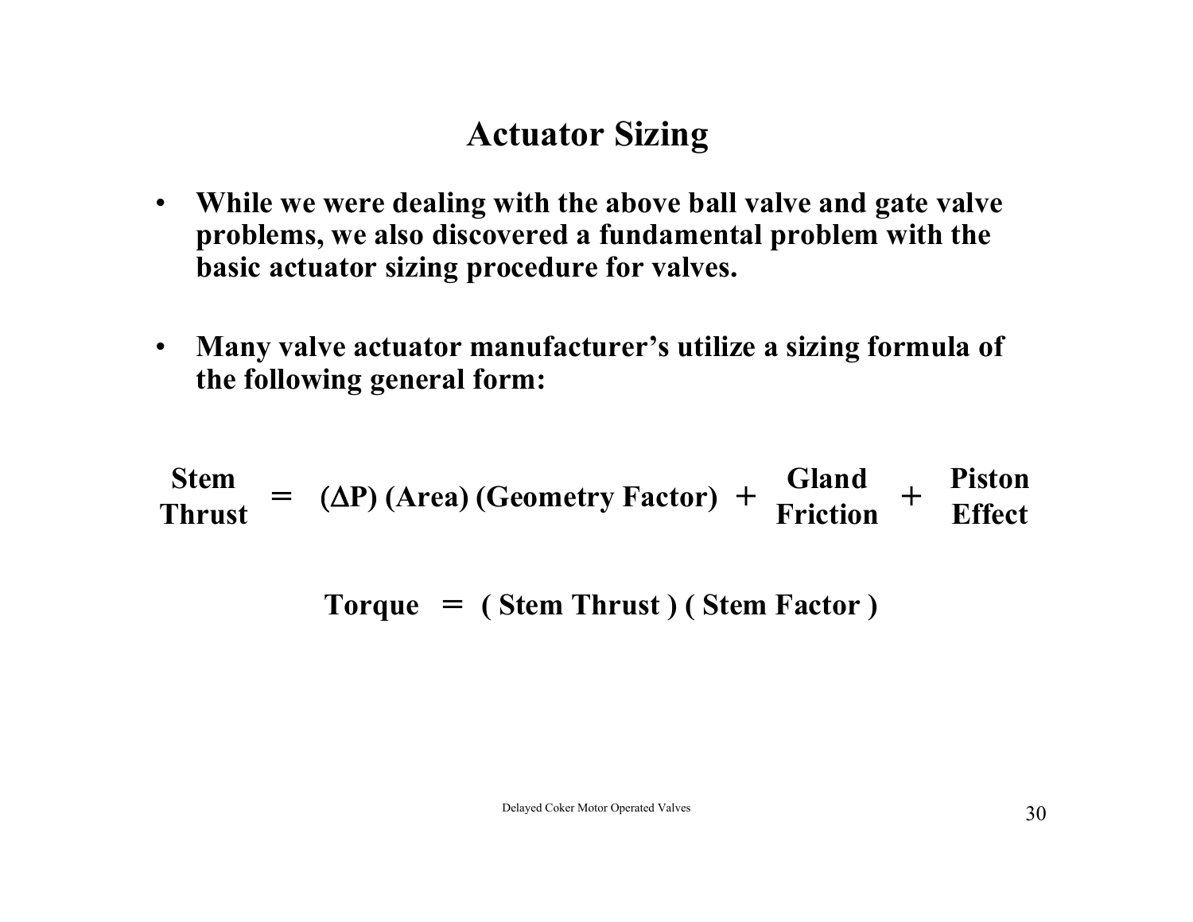# Actuator Sizing

- **While we were dealing with the above ball valve and gate valve problems, we also discovered a fundamental problem with the basic actuator sizing procedure for valves.**

- **Many valve actuator manufacturer's utilize a sizing formula of the following general form:**

$$\text{Stem Thrust} = (\Delta P)\,(\text{Area})\,(\text{Geometry Factor}) + \text{Gland Friction} + \text{Piston Effect}$$

$$\text{Torque} = (\text{Stem Thrust})\,(\text{Stem Factor})$$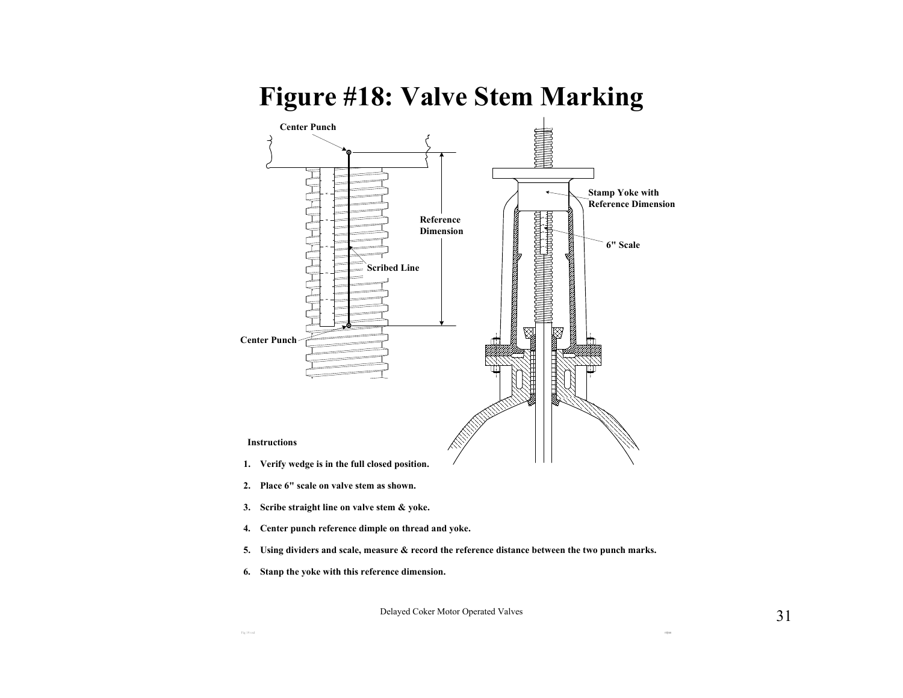# Figure #18: Valve Stem Marking

Center Punch

Reference Dimension

Scribed Line

Center Punch

Stamp Yoke with Reference Dimension

6" Scale

**Instructions**

1. **Verify wedge is in the full closed position.**
2. **Place 6" scale on valve stem as shown.**
3. **Scribe straight line on valve stem & yoke.**
4. **Center punch reference dimple on thread and yoke.**
5. **Using dividers and scale, measure & record the reference distance between the two punch marks.**
6. **Stanp the yoke with this reference dimension.**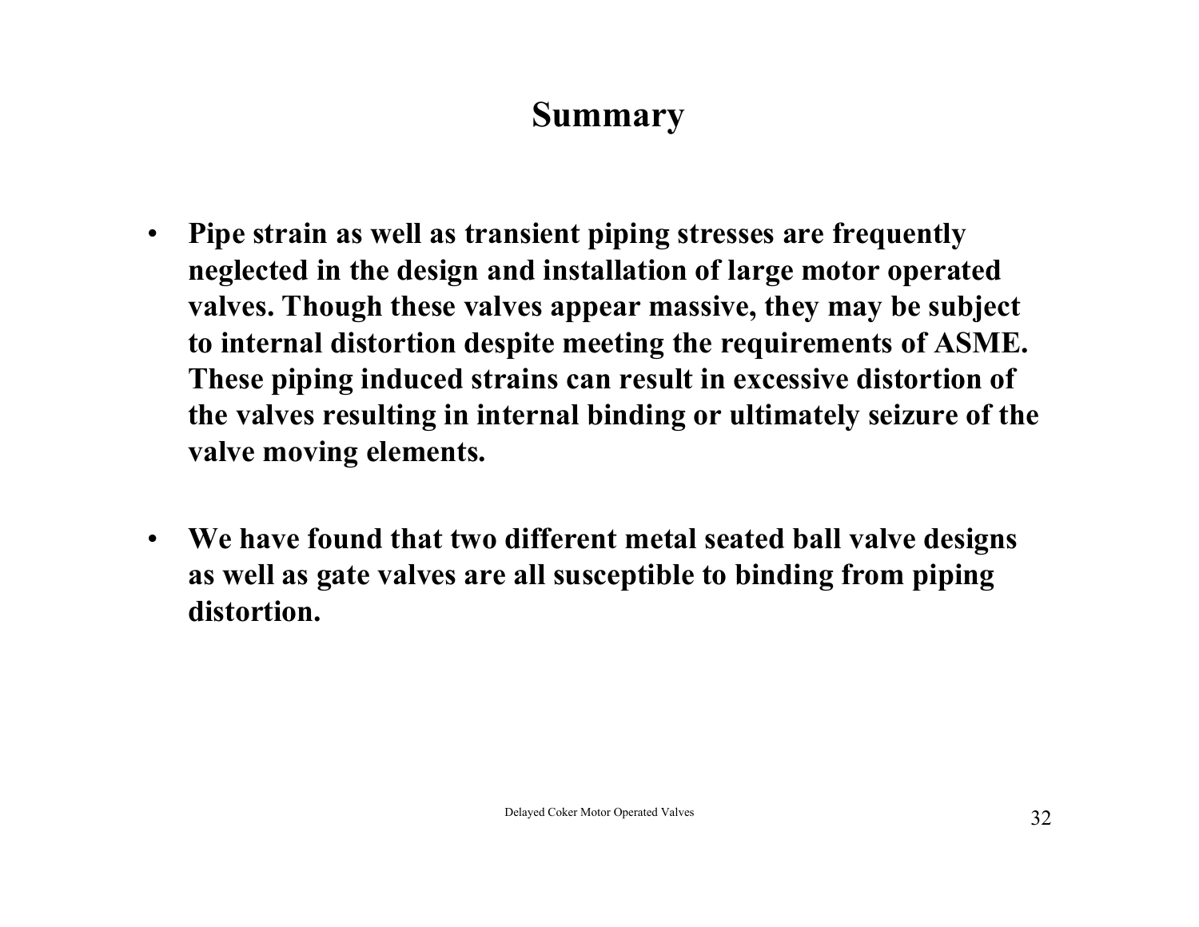# Summary

- **Pipe strain as well as transient piping stresses are frequently neglected in the design and installation of large motor operated valves. Though these valves appear massive, they may be subject to internal distortion despite meeting the requirements of ASME. These piping induced strains can result in excessive distortion of the valves resulting in internal binding or ultimately seizure of the valve moving elements.**

- **We have found that two different metal seated ball valve designs as well as gate valves are all susceptible to binding from piping distortion.**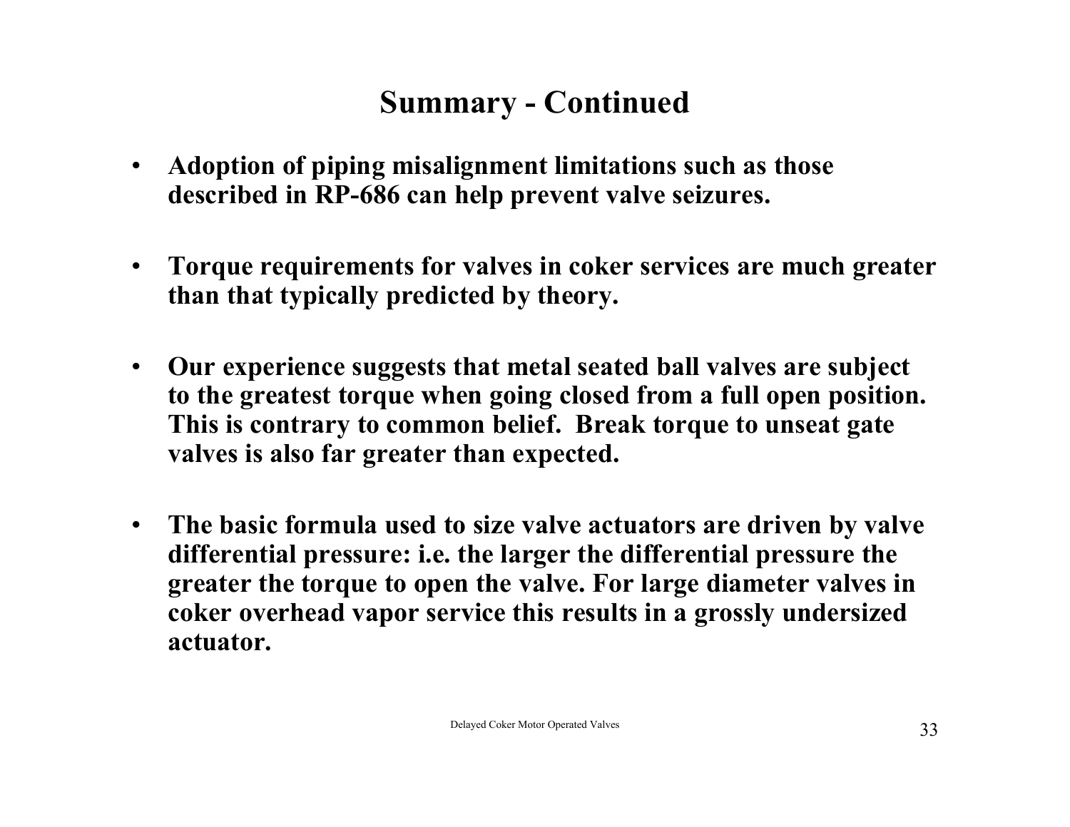# Summary - Continued

- **Adoption of piping misalignment limitations such as those described in RP-686 can help prevent valve seizures.**

- **Torque requirements for valves in coker services are much greater than that typically predicted by theory.**

- **Our experience suggests that metal seated ball valves are subject to the greatest torque when going closed from a full open position. This is contrary to common belief. Break torque to unseat gate valves is also far greater than expected.**

- **The basic formula used to size valve actuators are driven by valve differential pressure: i.e. the larger the differential pressure the greater the torque to open the valve. For large diameter valves in coker overhead vapor service this results in a grossly undersized actuator.**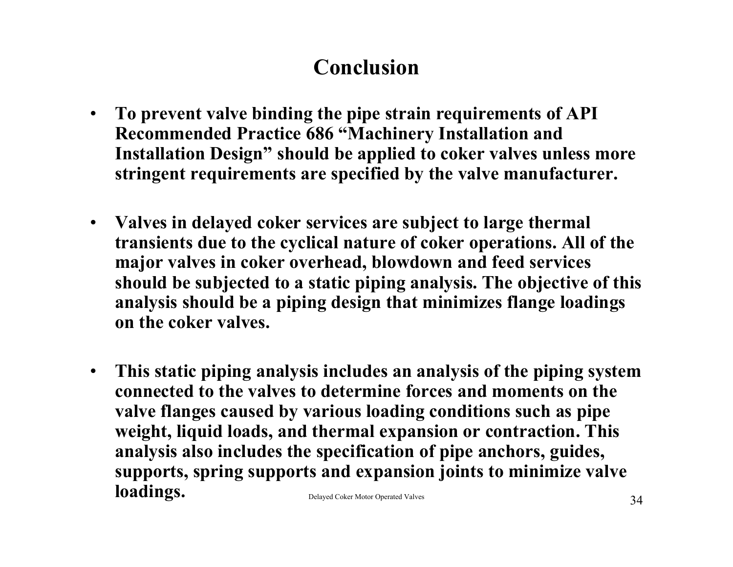# Conclusion

- **To prevent valve binding the pipe strain requirements of API Recommended Practice 686 "Machinery Installation and Installation Design" should be applied to coker valves unless more stringent requirements are specified by the valve manufacturer.**

- **Valves in delayed coker services are subject to large thermal transients due to the cyclical nature of coker operations. All of the major valves in coker overhead, blowdown and feed services should be subjected to a static piping analysis. The objective of this analysis should be a piping design that minimizes flange loadings on the coker valves.**

- **This static piping analysis includes an analysis of the piping system connected to the valves to determine forces and moments on the valve flanges caused by various loading conditions such as pipe weight, liquid loads, and thermal expansion or contraction. This analysis also includes the specification of pipe anchors, guides, supports, spring supports and expansion joints to minimize valve loadings.**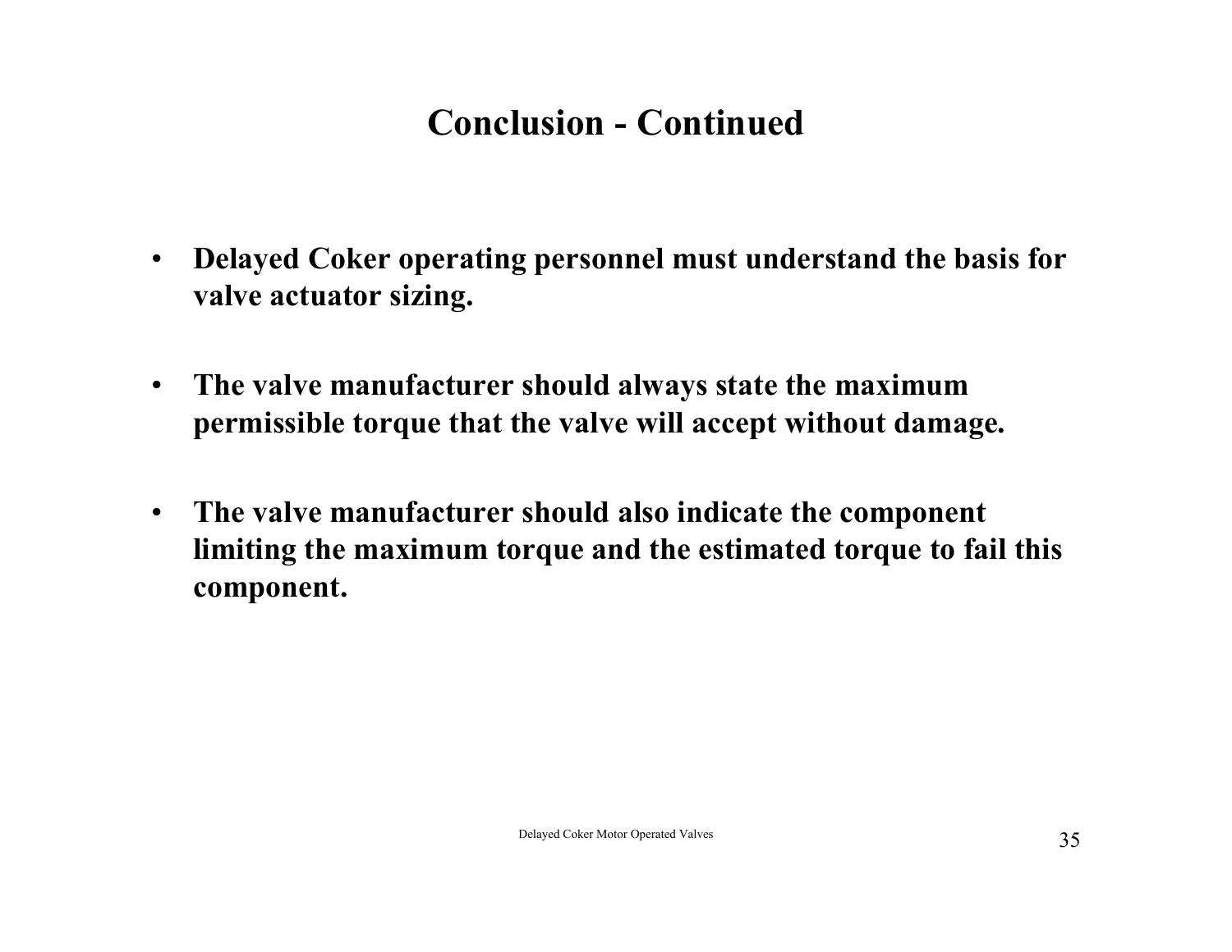# Conclusion - Continued

- **Delayed Coker operating personnel must understand the basis for valve actuator sizing.**
- **The valve manufacturer should always state the maximum permissible torque that the valve will accept without damage.**
- **The valve manufacturer should also indicate the component limiting the maximum torque and the estimated torque to fail this component.**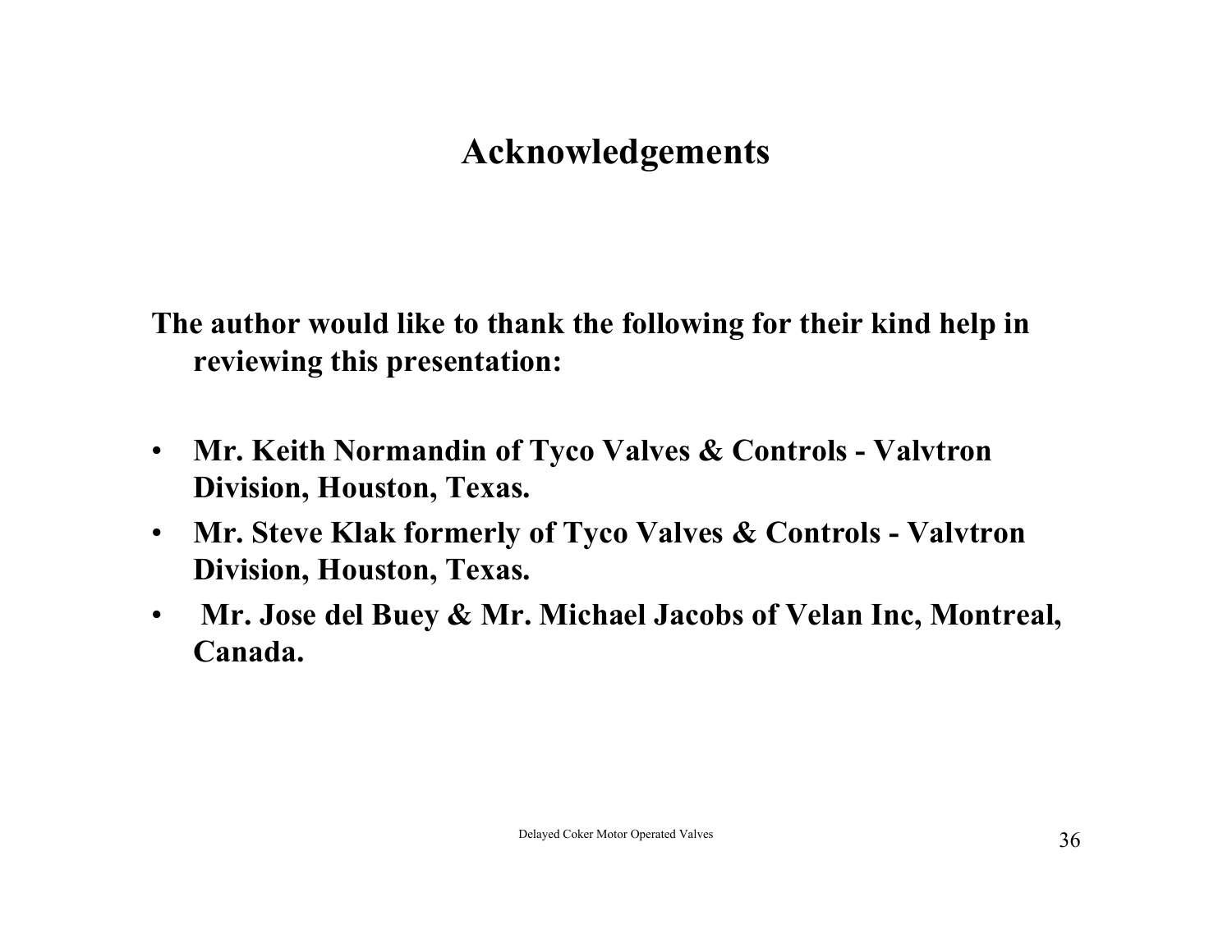# Acknowledgements

**The author would like to thank the following for their kind help in reviewing this presentation:**

- **Mr. Keith Normandin of Tyco Valves & Controls - Valvtron Division, Houston, Texas.**
- **Mr. Steve Klak formerly of Tyco Valves & Controls - Valvtron Division, Houston, Texas.**
- **Mr. Jose del Buey & Mr. Michael Jacobs of Velan Inc, Montreal, Canada.**